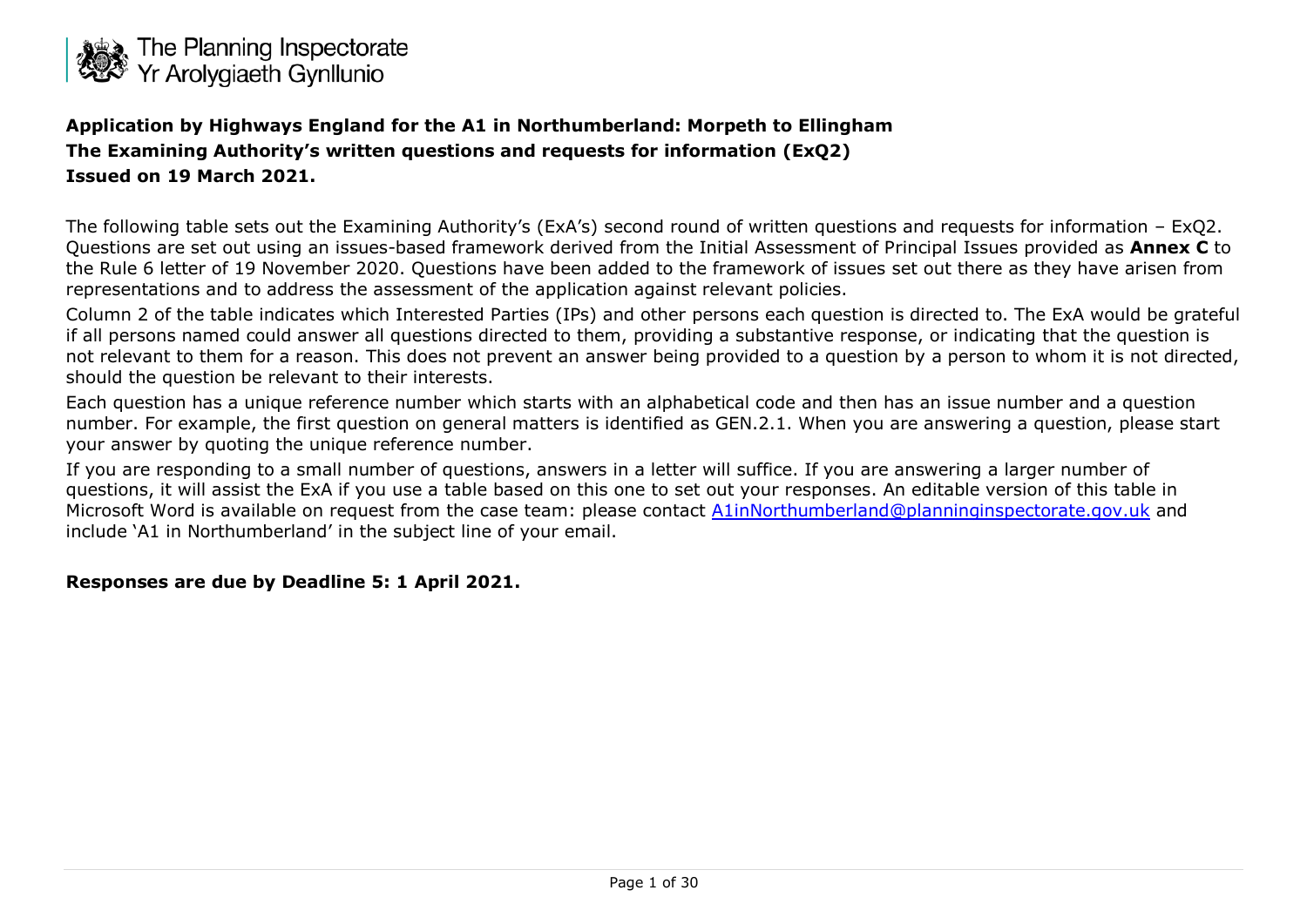The Planning Inspectorate
Yr Arolygiaeth Gynllunio

**Application by Highways England for the A1 in Northumberland: Morpeth to Ellingham**
**The Examining Authority's written questions and requests for information (ExQ2)**
**Issued on 19 March 2021.**

The following table sets out the Examining Authority's (ExA's) second round of written questions and requests for information – ExQ2. Questions are set out using an issues-based framework derived from the Initial Assessment of Principal Issues provided as **Annex C** to the Rule 6 letter of 19 November 2020. Questions have been added to the framework of issues set out there as they have arisen from representations and to address the assessment of the application against relevant policies.

Column 2 of the table indicates which Interested Parties (IPs) and other persons each question is directed to. The ExA would be grateful if all persons named could answer all questions directed to them, providing a substantive response, or indicating that the question is not relevant to them for a reason. This does not prevent an answer being provided to a question by a person to whom it is not directed, should the question be relevant to their interests.

Each question has a unique reference number which starts with an alphabetical code and then has an issue number and a question number. For example, the first question on general matters is identified as GEN.2.1. When you are answering a question, please start your answer by quoting the unique reference number.

If you are responding to a small number of questions, answers in a letter will suffice. If you are answering a larger number of questions, it will assist the ExA if you use a table based on this one to set out your responses. An editable version of this table in Microsoft Word is available on request from the case team: please contact A1inNorthumberland@planninginspectorate.gov.uk and include 'A1 in Northumberland' in the subject line of your email.

**Responses are due by Deadline 5: 1 April 2021.**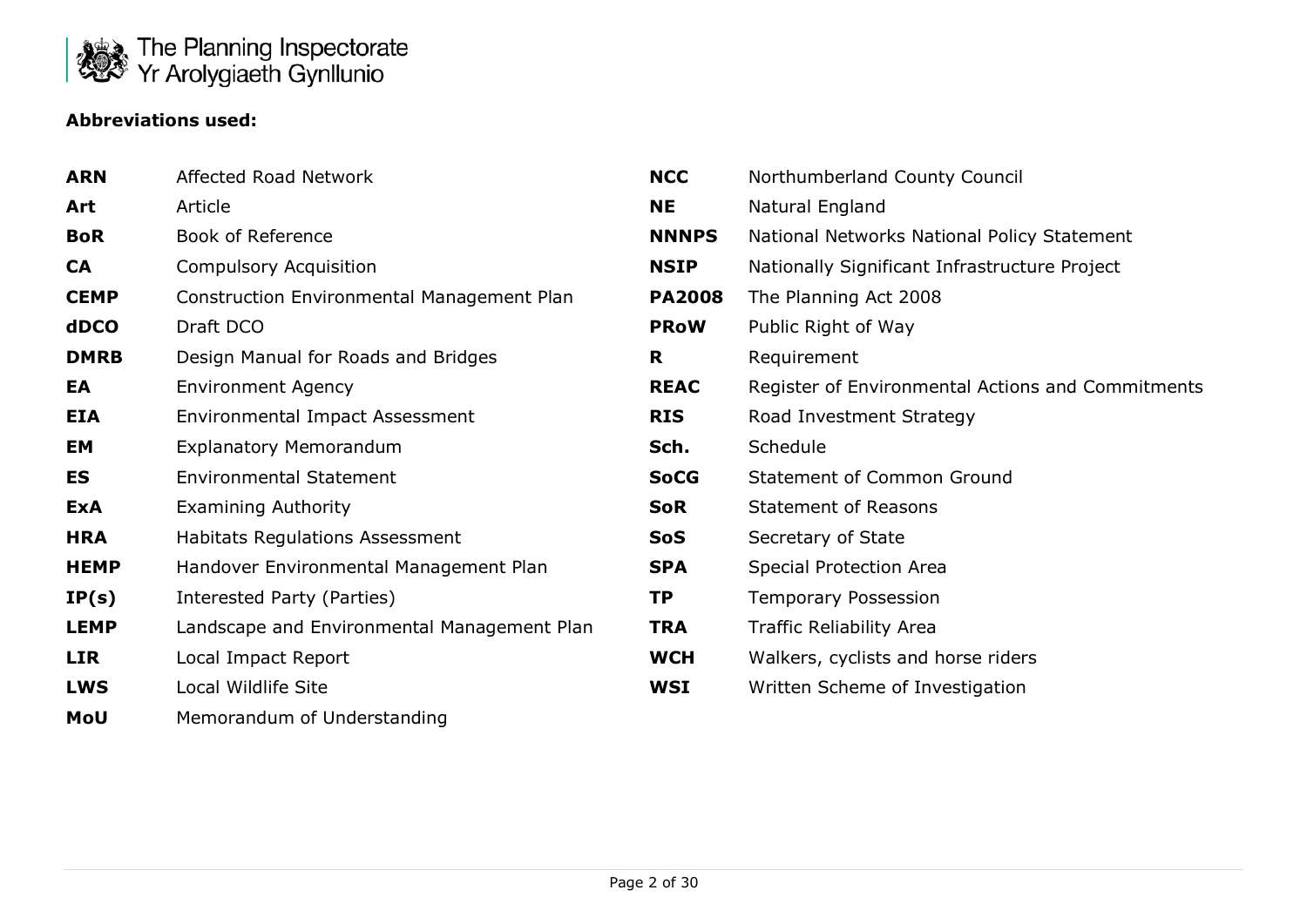**Abbreviations used:**

| | |
|---|---|
| **ARN** | Affected Road Network |
| **Art** | Article |
| **BoR** | Book of Reference |
| **CA** | Compulsory Acquisition |
| **CEMP** | Construction Environmental Management Plan |
| **dDCO** | Draft DCO |
| **DMRB** | Design Manual for Roads and Bridges |
| **EA** | Environment Agency |
| **EIA** | Environmental Impact Assessment |
| **EM** | Explanatory Memorandum |
| **ES** | Environmental Statement |
| **ExA** | Examining Authority |
| **HRA** | Habitats Regulations Assessment |
| **HEMP** | Handover Environmental Management Plan |
| **IP(s)** | Interested Party (Parties) |
| **LEMP** | Landscape and Environmental Management Plan |
| **LIR** | Local Impact Report |
| **LWS** | Local Wildlife Site |
| **MoU** | Memorandum of Understanding |
| **NCC** | Northumberland County Council |
| **NE** | Natural England |
| **NNNPS** | National Networks National Policy Statement |
| **NSIP** | Nationally Significant Infrastructure Project |
| **PA2008** | The Planning Act 2008 |
| **PRoW** | Public Right of Way |
| **R** | Requirement |
| **REAC** | Register of Environmental Actions and Commitments |
| **RIS** | Road Investment Strategy |
| **Sch.** | Schedule |
| **SoCG** | Statement of Common Ground |
| **SoR** | Statement of Reasons |
| **SoS** | Secretary of State |
| **SPA** | Special Protection Area |
| **TP** | Temporary Possession |
| **TRA** | Traffic Reliability Area |
| **WCH** | Walkers, cyclists and horse riders |
| **WSI** | Written Scheme of Investigation |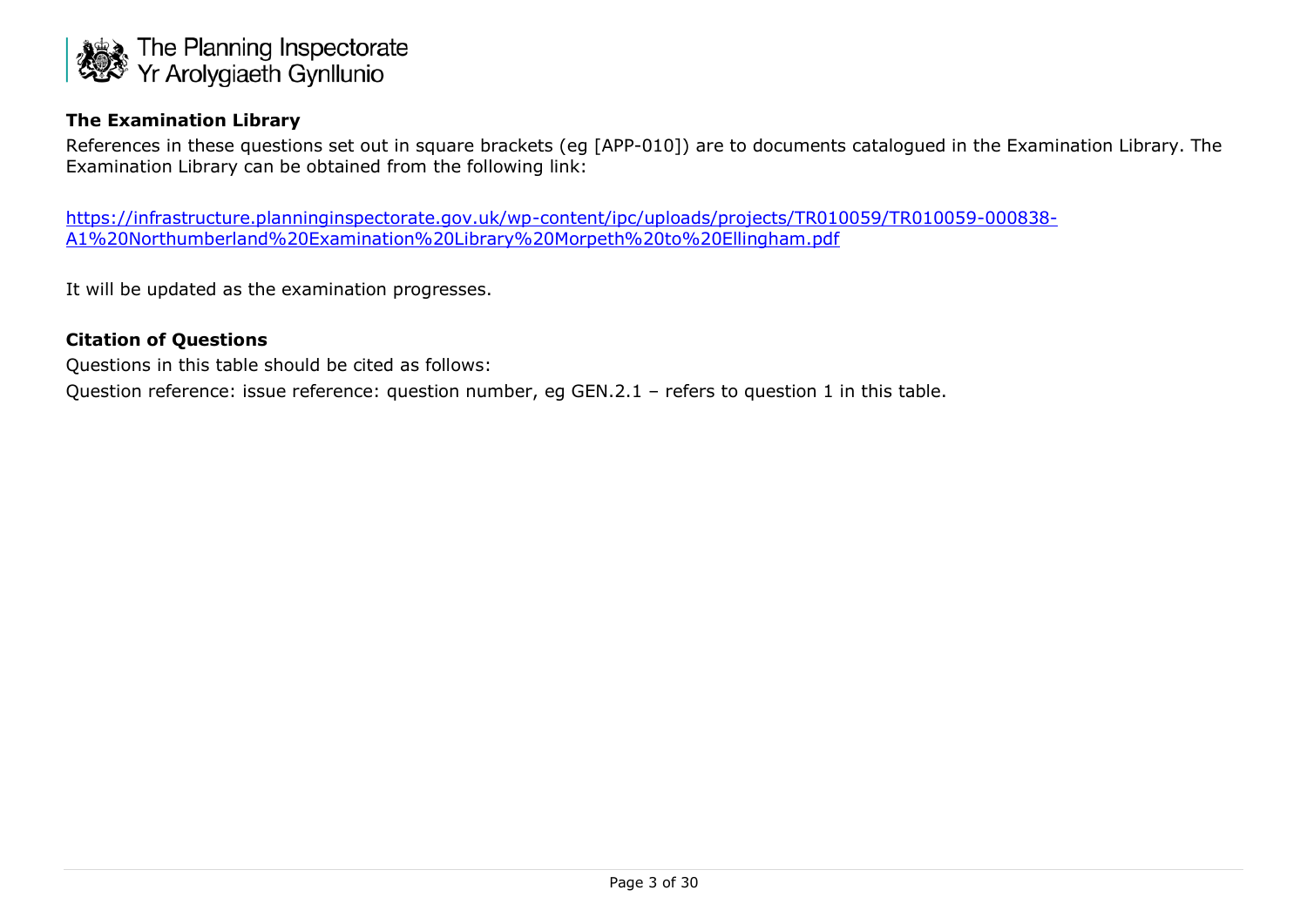**The Examination Library**

References in these questions set out in square brackets (eg [APP-010]) are to documents catalogued in the Examination Library. The Examination Library can be obtained from the following link:

https://infrastructure.planninginspectorate.gov.uk/wp-content/ipc/uploads/projects/TR010059/TR010059-000838-A1%20Northumberland%20Examination%20Library%20Morpeth%20to%20Ellingham.pdf

It will be updated as the examination progresses.

**Citation of Questions**

Questions in this table should be cited as follows:

Question reference: issue reference: question number, eg GEN.2.1 – refers to question 1 in this table.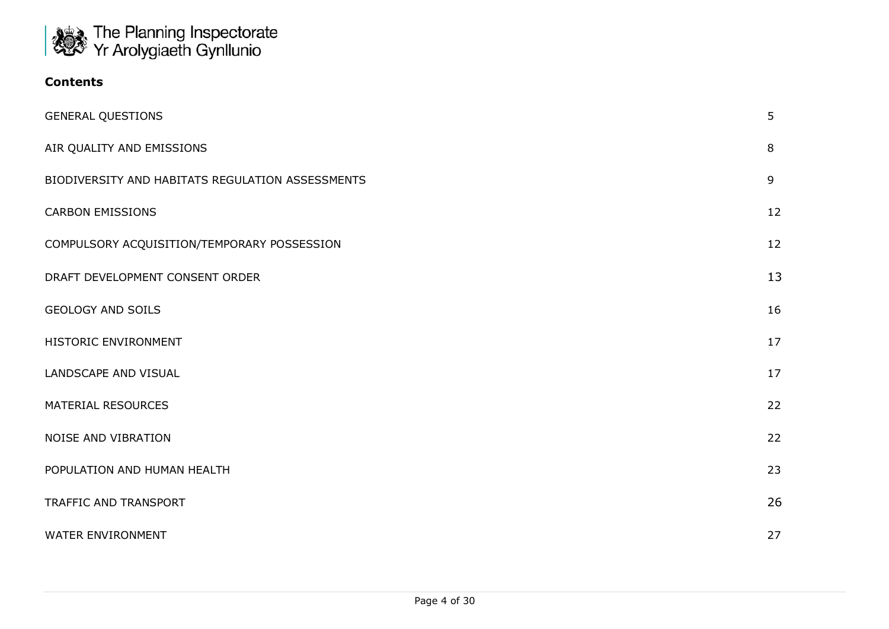**Contents**

| | |
|---|---|
| GENERAL QUESTIONS | 5 |
| AIR QUALITY AND EMISSIONS | 8 |
| BIODIVERSITY AND HABITATS REGULATION ASSESSMENTS | 9 |
| CARBON EMISSIONS | 12 |
| COMPULSORY ACQUISITION/TEMPORARY POSSESSION | 12 |
| DRAFT DEVELOPMENT CONSENT ORDER | 13 |
| GEOLOGY AND SOILS | 16 |
| HISTORIC ENVIRONMENT | 17 |
| LANDSCAPE AND VISUAL | 17 |
| MATERIAL RESOURCES | 22 |
| NOISE AND VIBRATION | 22 |
| POPULATION AND HUMAN HEALTH | 23 |
| TRAFFIC AND TRANSPORT | 26 |
| WATER ENVIRONMENT | 27 |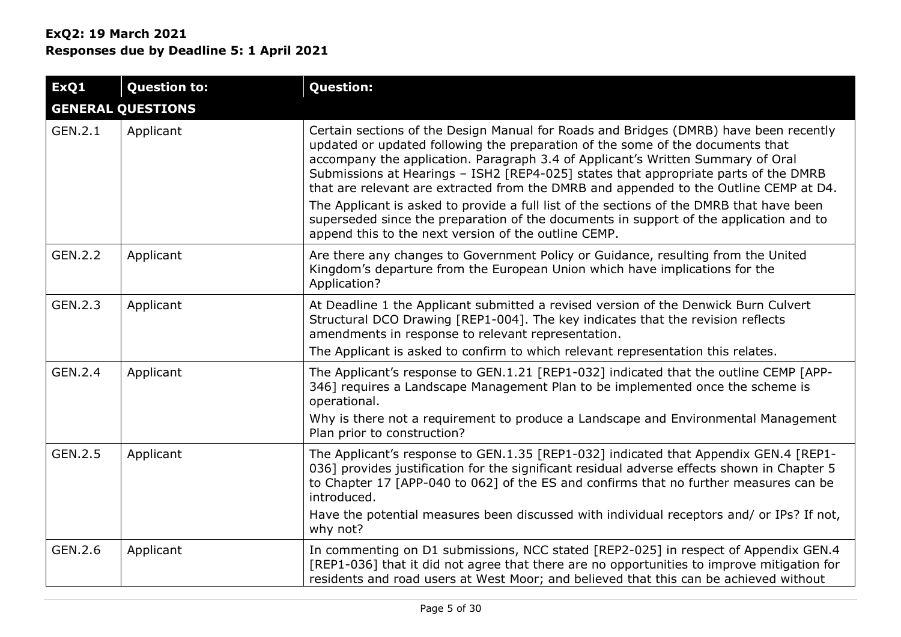**ExQ2: 19 March 2021**
**Responses due by Deadline 5: 1 April 2021**

| ExQ1 | Question to: | Question: |
| --- | --- | --- |
| **GENERAL QUESTIONS** | | |
| GEN.2.1 | Applicant | Certain sections of the Design Manual for Roads and Bridges (DMRB) have been recently updated or updated following the preparation of the some of the documents that accompany the application. Paragraph 3.4 of Applicant's Written Summary of Oral Submissions at Hearings – ISH2 [REP4-025] states that appropriate parts of the DMRB that are relevant are extracted from the DMRB and appended to the Outline CEMP at D4.<br>The Applicant is asked to provide a full list of the sections of the DMRB that have been superseded since the preparation of the documents in support of the application and to append this to the next version of the outline CEMP. |
| GEN.2.2 | Applicant | Are there any changes to Government Policy or Guidance, resulting from the United Kingdom's departure from the European Union which have implications for the Application? |
| GEN.2.3 | Applicant | At Deadline 1 the Applicant submitted a revised version of the Denwick Burn Culvert Structural DCO Drawing [REP1-004]. The key indicates that the revision reflects amendments in response to relevant representation.<br>The Applicant is asked to confirm to which relevant representation this relates. |
| GEN.2.4 | Applicant | The Applicant's response to GEN.1.21 [REP1-032] indicated that the outline CEMP [APP-346] requires a Landscape Management Plan to be implemented once the scheme is operational.<br>Why is there not a requirement to produce a Landscape and Environmental Management Plan prior to construction? |
| GEN.2.5 | Applicant | The Applicant's response to GEN.1.35 [REP1-032] indicated that Appendix GEN.4 [REP1-036] provides justification for the significant residual adverse effects shown in Chapter 5 to Chapter 17 [APP-040 to 062] of the ES and confirms that no further measures can be introduced.<br>Have the potential measures been discussed with individual receptors and/ or IPs? If not, why not? |
| GEN.2.6 | Applicant | In commenting on D1 submissions, NCC stated [REP2-025] in respect of Appendix GEN.4 [REP1-036] that it did not agree that there are no opportunities to improve mitigation for residents and road users at West Moor; and believed that this can be achieved without |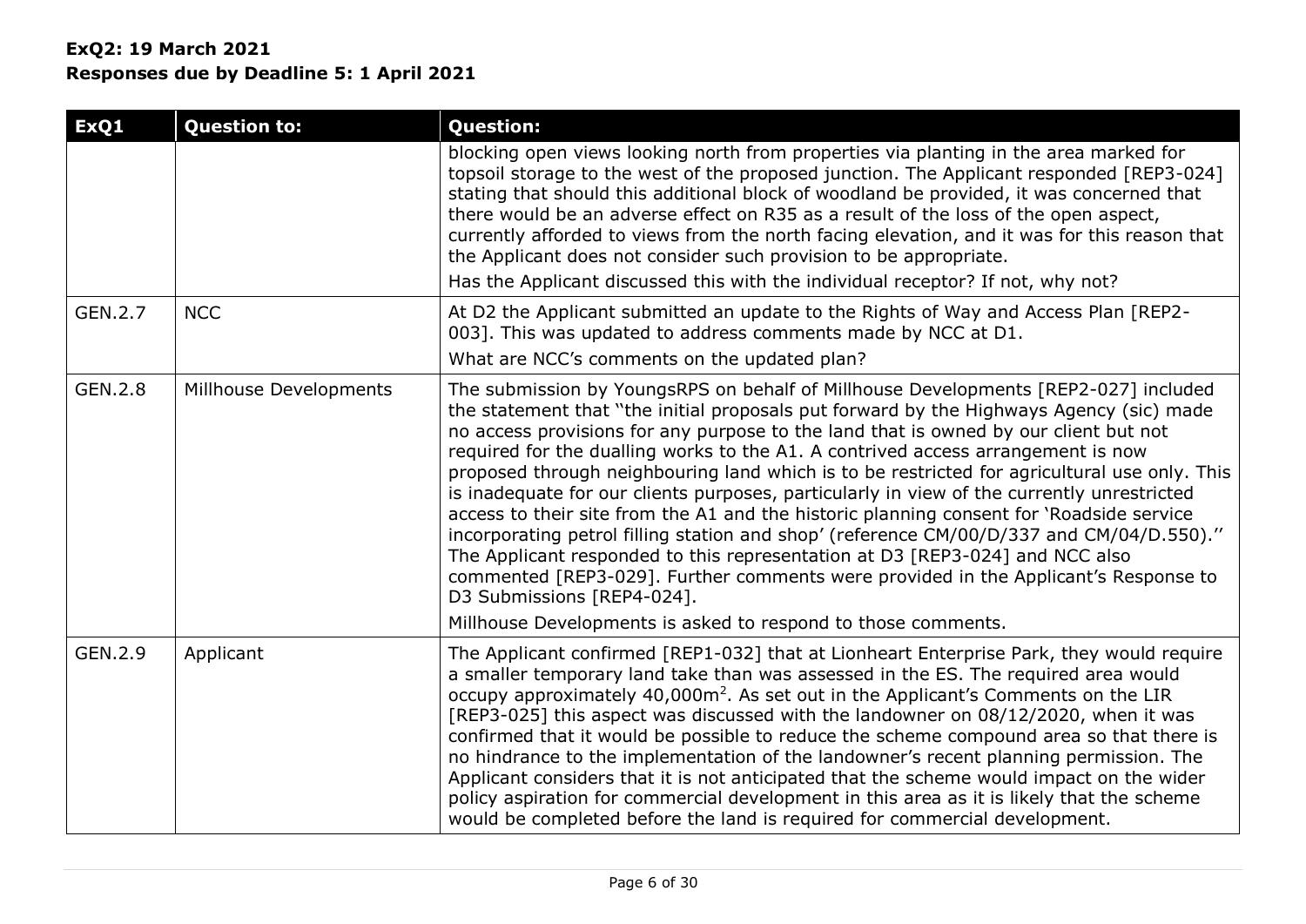**ExQ2: 19 March 2021**
**Responses due by Deadline 5: 1 April 2021**

| ExQ1 | Question to: | Question: |
| --- | --- | --- |
| | | blocking open views looking north from properties via planting in the area marked for topsoil storage to the west of the proposed junction. The Applicant responded [REP3-024] stating that should this additional block of woodland be provided, it was concerned that there would be an adverse effect on R35 as a result of the loss of the open aspect, currently afforded to views from the north facing elevation, and it was for this reason that the Applicant does not consider such provision to be appropriate.<br>Has the Applicant discussed this with the individual receptor? If not, why not? |
| GEN.2.7 | NCC | At D2 the Applicant submitted an update to the Rights of Way and Access Plan [REP2-003]. This was updated to address comments made by NCC at D1.<br>What are NCC's comments on the updated plan? |
| GEN.2.8 | Millhouse Developments | The submission by YoungsRPS on behalf of Millhouse Developments [REP2-027] included the statement that "the initial proposals put forward by the Highways Agency (sic) made no access provisions for any purpose to the land that is owned by our client but not required for the dualling works to the A1. A contrived access arrangement is now proposed through neighbouring land which is to be restricted for agricultural use only. This is inadequate for our clients purposes, particularly in view of the currently unrestricted access to their site from the A1 and the historic planning consent for 'Roadside service incorporating petrol filling station and shop' (reference CM/00/D/337 and CM/04/D.550)." The Applicant responded to this representation at D3 [REP3-024] and NCC also commented [REP3-029]. Further comments were provided in the Applicant's Response to D3 Submissions [REP4-024].<br>Millhouse Developments is asked to respond to those comments. |
| GEN.2.9 | Applicant | The Applicant confirmed [REP1-032] that at Lionheart Enterprise Park, they would require a smaller temporary land take than was assessed in the ES. The required area would occupy approximately 40,000m$^2$. As set out in the Applicant's Comments on the LIR [REP3-025] this aspect was discussed with the landowner on 08/12/2020, when it was confirmed that it would be possible to reduce the scheme compound area so that there is no hindrance to the implementation of the landowner's recent planning permission. The Applicant considers that it is not anticipated that the scheme would impact on the wider policy aspiration for commercial development in this area as it is likely that the scheme would be completed before the land is required for commercial development. |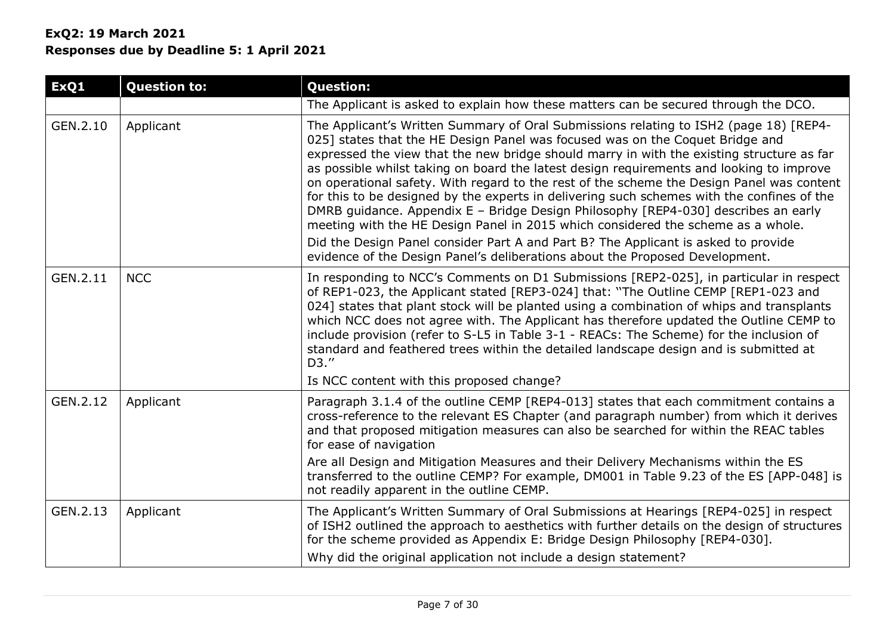**ExQ2: 19 March 2021**
**Responses due by Deadline 5: 1 April 2021**

| ExQ1 | Question to: | Question: |
| --- | --- | --- |
| | | The Applicant is asked to explain how these matters can be secured through the DCO. |
| GEN.2.10 | Applicant | The Applicant's Written Summary of Oral Submissions relating to ISH2 (page 18) [REP4-025] states that the HE Design Panel was focused was on the Coquet Bridge and expressed the view that the new bridge should marry in with the existing structure as far as possible whilst taking on board the latest design requirements and looking to improve on operational safety. With regard to the rest of the scheme the Design Panel was content for this to be designed by the experts in delivering such schemes with the confines of the DMRB guidance. Appendix E – Bridge Design Philosophy [REP4-030] describes an early meeting with the HE Design Panel in 2015 which considered the scheme as a whole.<br><br>Did the Design Panel consider Part A and Part B? The Applicant is asked to provide evidence of the Design Panel's deliberations about the Proposed Development. |
| GEN.2.11 | NCC | In responding to NCC's Comments on D1 Submissions [REP2-025], in particular in respect of REP1-023, the Applicant stated [REP3-024] that: "The Outline CEMP [REP1-023 and 024] states that plant stock will be planted using a combination of whips and transplants which NCC does not agree with. The Applicant has therefore updated the Outline CEMP to include provision (refer to S-L5 in Table 3-1 - REACs: The Scheme) for the inclusion of standard and feathered trees within the detailed landscape design and is submitted at D3."<br><br>Is NCC content with this proposed change? |
| GEN.2.12 | Applicant | Paragraph 3.1.4 of the outline CEMP [REP4-013] states that each commitment contains a cross-reference to the relevant ES Chapter (and paragraph number) from which it derives and that proposed mitigation measures can also be searched for within the REAC tables for ease of navigation<br><br>Are all Design and Mitigation Measures and their Delivery Mechanisms within the ES transferred to the outline CEMP? For example, DM001 in Table 9.23 of the ES [APP-048] is not readily apparent in the outline CEMP. |
| GEN.2.13 | Applicant | The Applicant's Written Summary of Oral Submissions at Hearings [REP4-025] in respect of ISH2 outlined the approach to aesthetics with further details on the design of structures for the scheme provided as Appendix E: Bridge Design Philosophy [REP4-030].<br><br>Why did the original application not include a design statement? |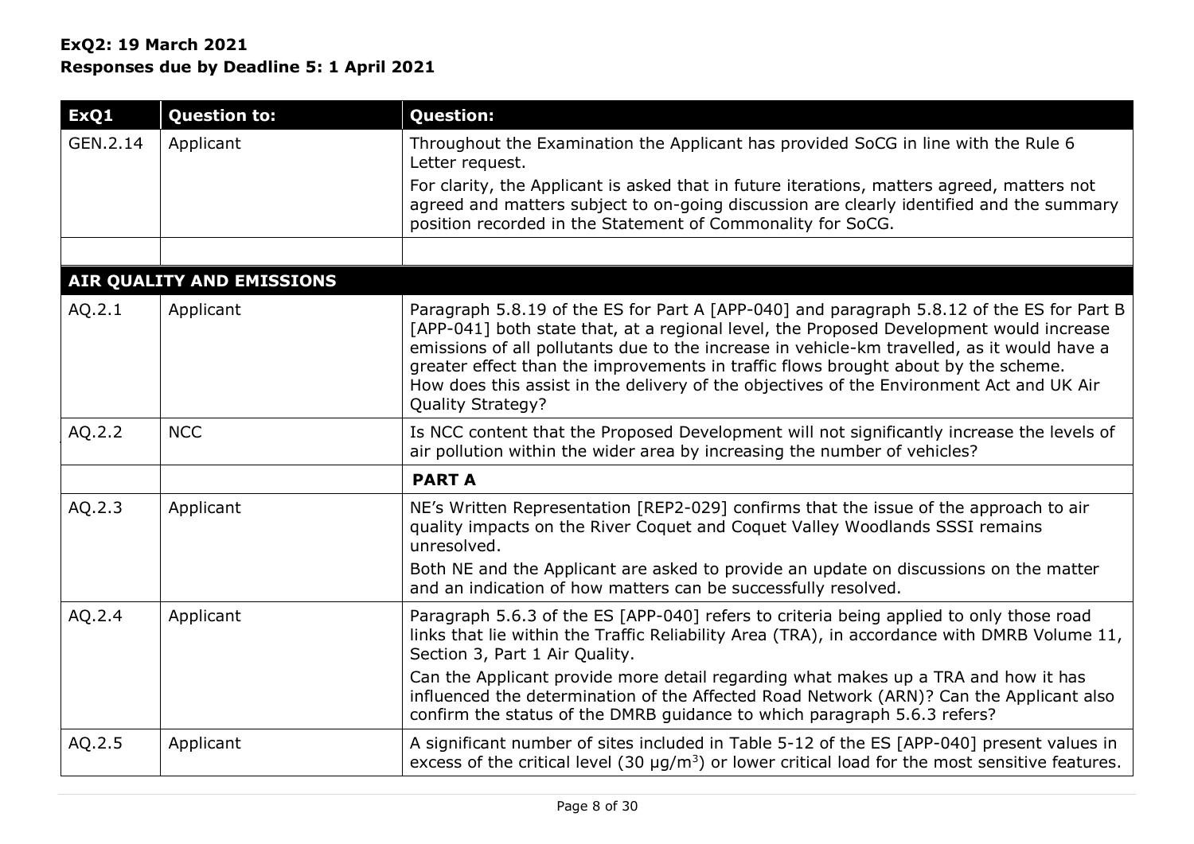**ExQ2: 19 March 2021**
**Responses due by Deadline 5: 1 April 2021**

| ExQ1 | Question to: | Question: |
|---|---|---|
| GEN.2.14 | Applicant | Throughout the Examination the Applicant has provided SoCG in line with the Rule 6 Letter request.<br>For clarity, the Applicant is asked that in future iterations, matters agreed, matters not agreed and matters subject to on-going discussion are clearly identified and the summary position recorded in the Statement of Commonality for SoCG. |
| | | |
| **AIR QUALITY AND EMISSIONS** | | |
| AQ.2.1 | Applicant | Paragraph 5.8.19 of the ES for Part A [APP-040] and paragraph 5.8.12 of the ES for Part B [APP-041] both state that, at a regional level, the Proposed Development would increase emissions of all pollutants due to the increase in vehicle-km travelled, as it would have a greater effect than the improvements in traffic flows brought about by the scheme.<br>How does this assist in the delivery of the objectives of the Environment Act and UK Air Quality Strategy? |
| AQ.2.2 | NCC | Is NCC content that the Proposed Development will not significantly increase the levels of air pollution within the wider area by increasing the number of vehicles? |
| | | **PART A** |
| AQ.2.3 | Applicant | NE's Written Representation [REP2-029] confirms that the issue of the approach to air quality impacts on the River Coquet and Coquet Valley Woodlands SSSI remains unresolved.<br>Both NE and the Applicant are asked to provide an update on discussions on the matter and an indication of how matters can be successfully resolved. |
| AQ.2.4 | Applicant | Paragraph 5.6.3 of the ES [APP-040] refers to criteria being applied to only those road links that lie within the Traffic Reliability Area (TRA), in accordance with DMRB Volume 11, Section 3, Part 1 Air Quality.<br>Can the Applicant provide more detail regarding what makes up a TRA and how it has influenced the determination of the Affected Road Network (ARN)? Can the Applicant also confirm the status of the DMRB guidance to which paragraph 5.6.3 refers? |
| AQ.2.5 | Applicant | A significant number of sites included in Table 5-12 of the ES [APP-040] present values in excess of the critical level (30 $\mu g/m^3$) or lower critical load for the most sensitive features. |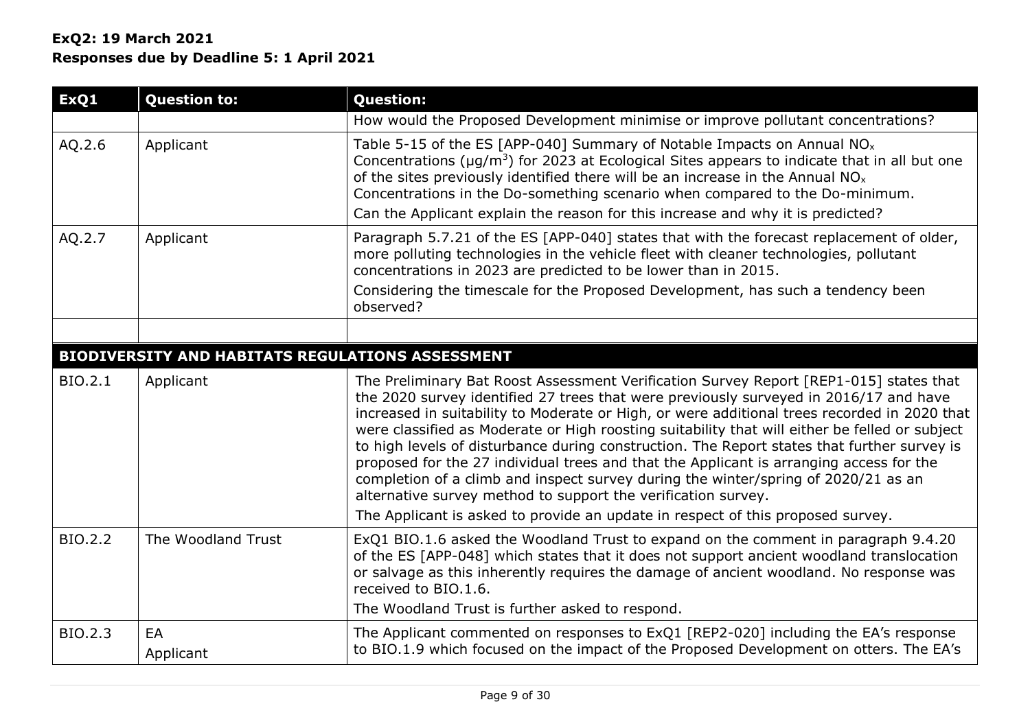**ExQ2: 19 March 2021**
**Responses due by Deadline 5: 1 April 2021**

| ExQ1 | Question to: | Question: |
|---|---|---|
| | | How would the Proposed Development minimise or improve pollutant concentrations? |
| AQ.2.6 | Applicant | Table 5-15 of the ES [APP-040] Summary of Notable Impacts on Annual $NO_x$ Concentrations ($\mu g/m^3$) for 2023 at Ecological Sites appears to indicate that in all but one of the sites previously identified there will be an increase in the Annual $NO_x$ Concentrations in the Do-something scenario when compared to the Do-minimum.<br>Can the Applicant explain the reason for this increase and why it is predicted? |
| AQ.2.7 | Applicant | Paragraph 5.7.21 of the ES [APP-040] states that with the forecast replacement of older, more polluting technologies in the vehicle fleet with cleaner technologies, pollutant concentrations in 2023 are predicted to be lower than in 2015.<br>Considering the timescale for the Proposed Development, has such a tendency been observed? |
| | | |
| **BIODIVERSITY AND HABITATS REGULATIONS ASSESSMENT** | | |
| BIO.2.1 | Applicant | The Preliminary Bat Roost Assessment Verification Survey Report [REP1-015] states that the 2020 survey identified 27 trees that were previously surveyed in 2016/17 and have increased in suitability to Moderate or High, or were additional trees recorded in 2020 that were classified as Moderate or High roosting suitability that will either be felled or subject to high levels of disturbance during construction. The Report states that further survey is proposed for the 27 individual trees and that the Applicant is arranging access for the completion of a climb and inspect survey during the winter/spring of 2020/21 as an alternative survey method to support the verification survey.<br>The Applicant is asked to provide an update in respect of this proposed survey. |
| BIO.2.2 | The Woodland Trust | ExQ1 BIO.1.6 asked the Woodland Trust to expand on the comment in paragraph 9.4.20 of the ES [APP-048] which states that it does not support ancient woodland translocation or salvage as this inherently requires the damage of ancient woodland. No response was received to BIO.1.6.<br>The Woodland Trust is further asked to respond. |
| BIO.2.3 | EA<br>Applicant | The Applicant commented on responses to ExQ1 [REP2-020] including the EA's response to BIO.1.9 which focused on the impact of the Proposed Development on otters. The EA's |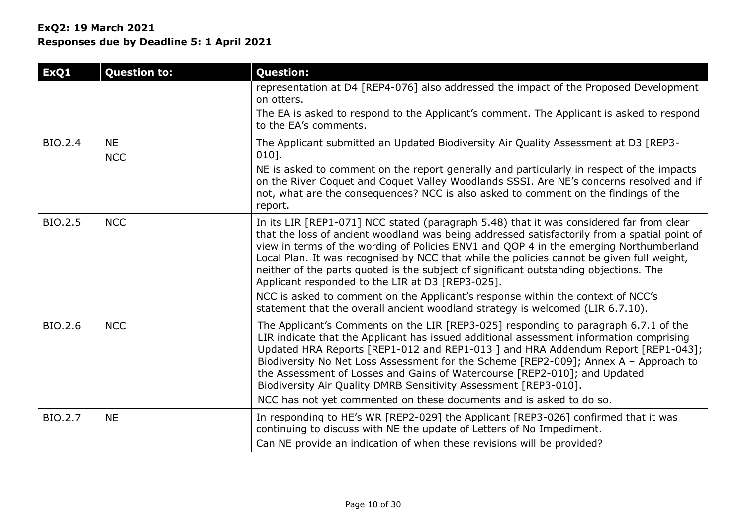**ExQ2: 19 March 2021**
**Responses due by Deadline 5: 1 April 2021**

| ExQ1 | Question to: | Question: |
|---|---|---|
| | | representation at D4 [REP4-076] also addressed the impact of the Proposed Development on otters. The EA is asked to respond to the Applicant's comment. The Applicant is asked to respond to the EA's comments. |
| BIO.2.4 | NE NCC | The Applicant submitted an Updated Biodiversity Air Quality Assessment at D3 [REP3-010]. NE is asked to comment on the report generally and particularly in respect of the impacts on the River Coquet and Coquet Valley Woodlands SSSI. Are NE's concerns resolved and if not, what are the consequences? NCC is also asked to comment on the findings of the report. |
| BIO.2.5 | NCC | In its LIR [REP1-071] NCC stated (paragraph 5.48) that it was considered far from clear that the loss of ancient woodland was being addressed satisfactorily from a spatial point of view in terms of the wording of Policies ENV1 and QOP 4 in the emerging Northumberland Local Plan. It was recognised by NCC that while the policies cannot be given full weight, neither of the parts quoted is the subject of significant outstanding objections. The Applicant responded to the LIR at D3 [REP3-025]. NCC is asked to comment on the Applicant's response within the context of NCC's statement that the overall ancient woodland strategy is welcomed (LIR 6.7.10). |
| BIO.2.6 | NCC | The Applicant's Comments on the LIR [REP3-025] responding to paragraph 6.7.1 of the LIR indicate that the Applicant has issued additional assessment information comprising Updated HRA Reports [REP1-012 and REP1-013 ] and HRA Addendum Report [REP1-043]; Biodiversity No Net Loss Assessment for the Scheme [REP2-009]; Annex A – Approach to the Assessment of Losses and Gains of Watercourse [REP2-010]; and Updated Biodiversity Air Quality DMRB Sensitivity Assessment [REP3-010]. NCC has not yet commented on these documents and is asked to do so. |
| BIO.2.7 | NE | In responding to HE's WR [REP2-029] the Applicant [REP3-026] confirmed that it was continuing to discuss with NE the update of Letters of No Impediment. Can NE provide an indication of when these revisions will be provided? |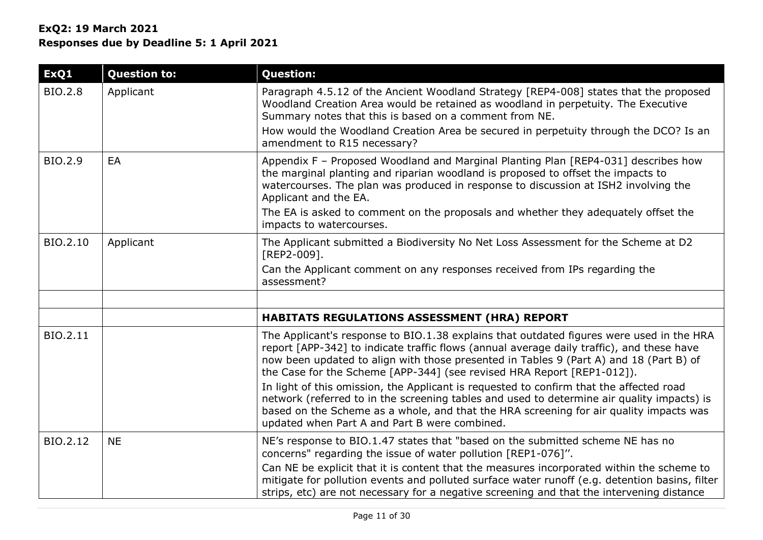**ExQ2: 19 March 2021**
**Responses due by Deadline 5: 1 April 2021**

| ExQ1 | Question to: | Question: |
|---|---|---|
| BIO.2.8 | Applicant | Paragraph 4.5.12 of the Ancient Woodland Strategy [REP4-008] states that the proposed Woodland Creation Area would be retained as woodland in perpetuity. The Executive Summary notes that this is based on a comment from NE.<br>How would the Woodland Creation Area be secured in perpetuity through the DCO? Is an amendment to R15 necessary? |
| BIO.2.9 | EA | Appendix F – Proposed Woodland and Marginal Planting Plan [REP4-031] describes how the marginal planting and riparian woodland is proposed to offset the impacts to watercourses. The plan was produced in response to discussion at ISH2 involving the Applicant and the EA.<br>The EA is asked to comment on the proposals and whether they adequately offset the impacts to watercourses. |
| BIO.2.10 | Applicant | The Applicant submitted a Biodiversity No Net Loss Assessment for the Scheme at D2 [REP2-009].<br>Can the Applicant comment on any responses received from IPs regarding the assessment? |
| | | |
| | | **HABITATS REGULATIONS ASSESSMENT (HRA) REPORT** |
| BIO.2.11 | | The Applicant's response to BIO.1.38 explains that outdated figures were used in the HRA report [APP-342] to indicate traffic flows (annual average daily traffic), and these have now been updated to align with those presented in Tables 9 (Part A) and 18 (Part B) of the Case for the Scheme [APP-344] (see revised HRA Report [REP1-012]).<br>In light of this omission, the Applicant is requested to confirm that the affected road network (referred to in the screening tables and used to determine air quality impacts) is based on the Scheme as a whole, and that the HRA screening for air quality impacts was updated when Part A and Part B were combined. |
| BIO.2.12 | NE | NE's response to BIO.1.47 states that "based on the submitted scheme NE has no concerns" regarding the issue of water pollution [REP1-076]".<br>Can NE be explicit that it is content that the measures incorporated within the scheme to mitigate for pollution events and polluted surface water runoff (e.g. detention basins, filter strips, etc) are not necessary for a negative screening and that the intervening distance |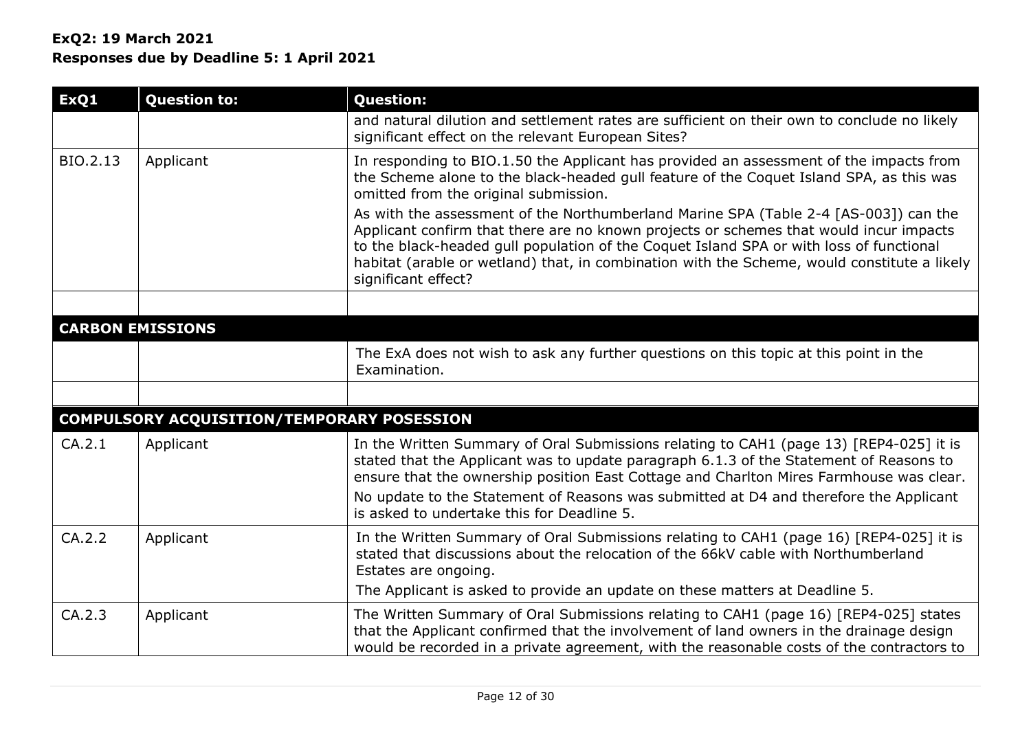**ExQ2: 19 March 2021**
**Responses due by Deadline 5: 1 April 2021**

| ExQ1 | Question to: | Question: |
| --- | --- | --- |
| | | and natural dilution and settlement rates are sufficient on their own to conclude no likely significant effect on the relevant European Sites? |
| BIO.2.13 | Applicant | In responding to BIO.1.50 the Applicant has provided an assessment of the impacts from the Scheme alone to the black-headed gull feature of the Coquet Island SPA, as this was omitted from the original submission.<br><br>As with the assessment of the Northumberland Marine SPA (Table 2-4 [AS-003]) can the Applicant confirm that there are no known projects or schemes that would incur impacts to the black-headed gull population of the Coquet Island SPA or with loss of functional habitat (arable or wetland) that, in combination with the Scheme, would constitute a likely significant effect? |
| | | |
| **CARBON EMISSIONS** | | |
| | | The ExA does not wish to ask any further questions on this topic at this point in the Examination. |
| | | |
| **COMPULSORY ACQUISITION/TEMPORARY POSESSION** | | |
| CA.2.1 | Applicant | In the Written Summary of Oral Submissions relating to CAH1 (page 13) [REP4-025] it is stated that the Applicant was to update paragraph 6.1.3 of the Statement of Reasons to ensure that the ownership position East Cottage and Charlton Mires Farmhouse was clear.<br><br>No update to the Statement of Reasons was submitted at D4 and therefore the Applicant is asked to undertake this for Deadline 5. |
| CA.2.2 | Applicant | In the Written Summary of Oral Submissions relating to CAH1 (page 16) [REP4-025] it is stated that discussions about the relocation of the 66kV cable with Northumberland Estates are ongoing.<br><br>The Applicant is asked to provide an update on these matters at Deadline 5. |
| CA.2.3 | Applicant | The Written Summary of Oral Submissions relating to CAH1 (page 16) [REP4-025] states that the Applicant confirmed that the involvement of land owners in the drainage design would be recorded in a private agreement, with the reasonable costs of the contractors to |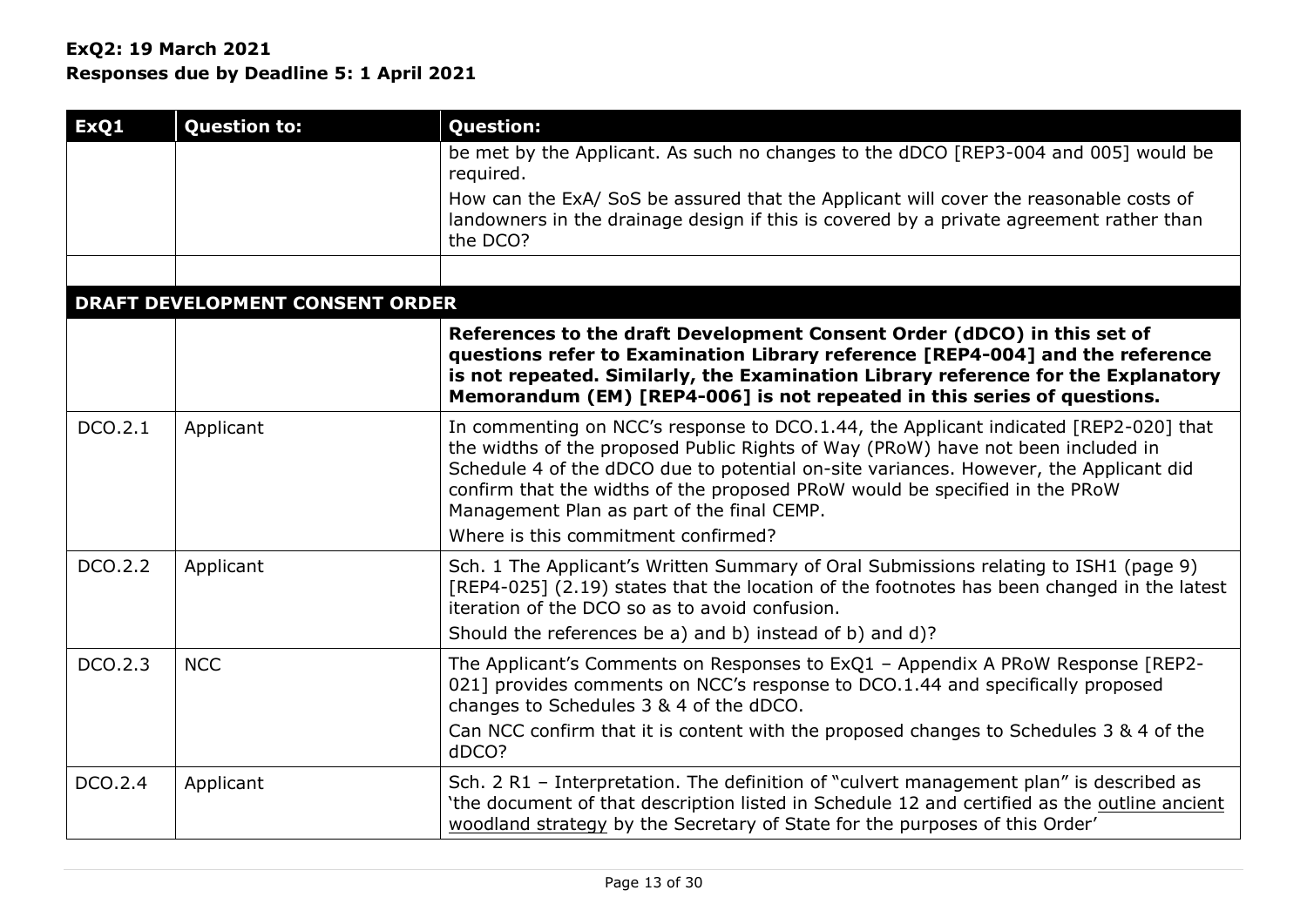**ExQ2: 19 March 2021**
**Responses due by Deadline 5: 1 April 2021**

| ExQ1 | Question to: | Question: |
|---|---|---|
| | | be met by the Applicant. As such no changes to the dDCO [REP3-004 and 005] would be required.<br>How can the ExA/ SoS be assured that the Applicant will cover the reasonable costs of landowners in the drainage design if this is covered by a private agreement rather than the DCO? |
| | | |
| **DRAFT DEVELOPMENT CONSENT ORDER** | | |
| | | **References to the draft Development Consent Order (dDCO) in this set of questions refer to Examination Library reference [REP4-004] and the reference is not repeated. Similarly, the Examination Library reference for the Explanatory Memorandum (EM) [REP4-006] is not repeated in this series of questions.** |
| DCO.2.1 | Applicant | In commenting on NCC's response to DCO.1.44, the Applicant indicated [REP2-020] that the widths of the proposed Public Rights of Way (PRoW) have not been included in Schedule 4 of the dDCO due to potential on-site variances. However, the Applicant did confirm that the widths of the proposed PRoW would be specified in the PRoW Management Plan as part of the final CEMP.<br>Where is this commitment confirmed? |
| DCO.2.2 | Applicant | Sch. 1 The Applicant's Written Summary of Oral Submissions relating to ISH1 (page 9) [REP4-025] (2.19) states that the location of the footnotes has been changed in the latest iteration of the DCO so as to avoid confusion.<br>Should the references be a) and b) instead of b) and d)? |
| DCO.2.3 | NCC | The Applicant's Comments on Responses to ExQ1 – Appendix A PRoW Response [REP2-021] provides comments on NCC's response to DCO.1.44 and specifically proposed changes to Schedules 3 & 4 of the dDCO.<br>Can NCC confirm that it is content with the proposed changes to Schedules 3 & 4 of the dDCO? |
| DCO.2.4 | Applicant | Sch. 2 R1 – Interpretation. The definition of "culvert management plan" is described as 'the document of that description listed in Schedule 12 and certified as the <u>outline ancient woodland strategy</u> by the Secretary of State for the purposes of this Order' |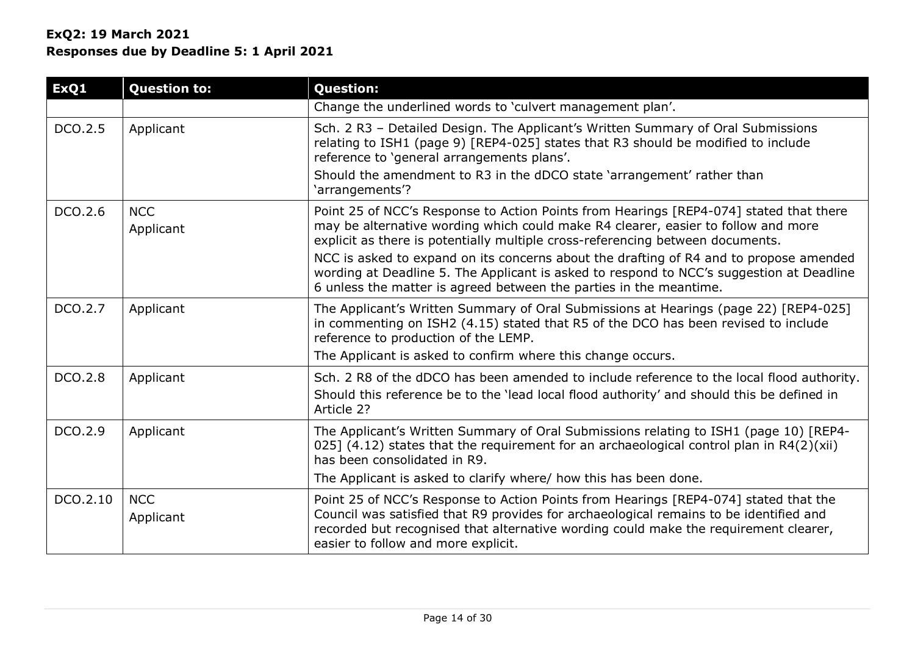**ExQ2: 19 March 2021**
**Responses due by Deadline 5: 1 April 2021**

| ExQ1 | Question to: | Question: |
|---|---|---|
| | | Change the underlined words to 'culvert management plan'. |
| DCO.2.5 | Applicant | Sch. 2 R3 – Detailed Design. The Applicant's Written Summary of Oral Submissions relating to ISH1 (page 9) [REP4-025] states that R3 should be modified to include reference to 'general arrangements plans'.<br>Should the amendment to R3 in the dDCO state 'arrangement' rather than 'arrangements'? |
| DCO.2.6 | NCC<br>Applicant | Point 25 of NCC's Response to Action Points from Hearings [REP4-074] stated that there may be alternative wording which could make R4 clearer, easier to follow and more explicit as there is potentially multiple cross-referencing between documents.<br>NCC is asked to expand on its concerns about the drafting of R4 and to propose amended wording at Deadline 5. The Applicant is asked to respond to NCC's suggestion at Deadline 6 unless the matter is agreed between the parties in the meantime. |
| DCO.2.7 | Applicant | The Applicant's Written Summary of Oral Submissions at Hearings (page 22) [REP4-025] in commenting on ISH2 (4.15) stated that R5 of the DCO has been revised to include reference to production of the LEMP.<br>The Applicant is asked to confirm where this change occurs. |
| DCO.2.8 | Applicant | Sch. 2 R8 of the dDCO has been amended to include reference to the local flood authority.<br>Should this reference be to the 'lead local flood authority' and should this be defined in Article 2? |
| DCO.2.9 | Applicant | The Applicant's Written Summary of Oral Submissions relating to ISH1 (page 10) [REP4-025] (4.12) states that the requirement for an archaeological control plan in R4(2)(xii) has been consolidated in R9.<br>The Applicant is asked to clarify where/ how this has been done. |
| DCO.2.10 | NCC<br>Applicant | Point 25 of NCC's Response to Action Points from Hearings [REP4-074] stated that the Council was satisfied that R9 provides for archaeological remains to be identified and recorded but recognised that alternative wording could make the requirement clearer, easier to follow and more explicit. |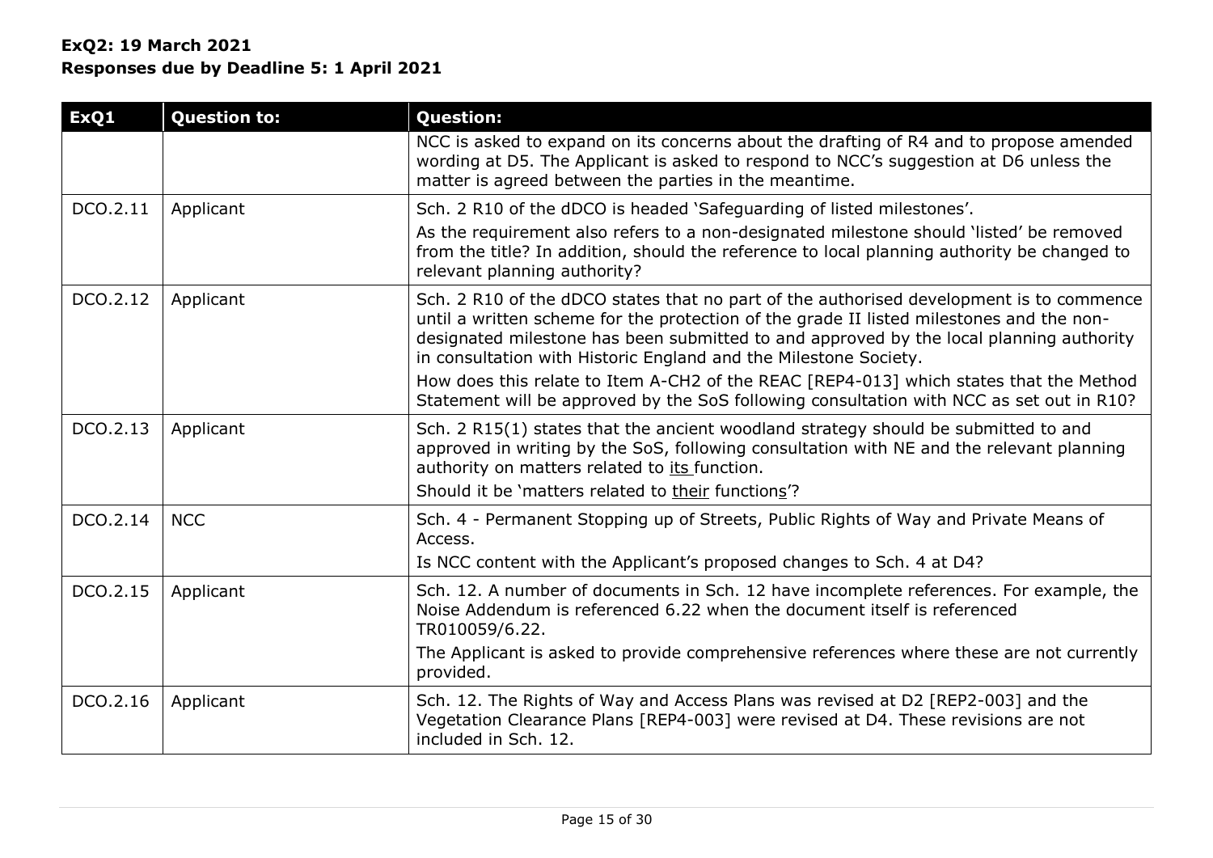**ExQ2: 19 March 2021**
**Responses due by Deadline 5: 1 April 2021**

| ExQ1 | Question to: | Question: |
|---|---|---|
| | | NCC is asked to expand on its concerns about the drafting of R4 and to propose amended wording at D5. The Applicant is asked to respond to NCC's suggestion at D6 unless the matter is agreed between the parties in the meantime. |
| DCO.2.11 | Applicant | Sch. 2 R10 of the dDCO is headed 'Safeguarding of listed milestones'.<br>As the requirement also refers to a non-designated milestone should 'listed' be removed from the title? In addition, should the reference to local planning authority be changed to relevant planning authority? |
| DCO.2.12 | Applicant | Sch. 2 R10 of the dDCO states that no part of the authorised development is to commence until a written scheme for the protection of the grade II listed milestones and the non-designated milestone has been submitted to and approved by the local planning authority in consultation with Historic England and the Milestone Society.<br>How does this relate to Item A-CH2 of the REAC [REP4-013] which states that the Method Statement will be approved by the SoS following consultation with NCC as set out in R10? |
| DCO.2.13 | Applicant | Sch. 2 R15(1) states that the ancient woodland strategy should be submitted to and approved in writing by the SoS, following consultation with NE and the relevant planning authority on matters related to <u>its</u> function.<br>Should it be 'matters related to <u>their</u> function<u>s</u>'? |
| DCO.2.14 | NCC | Sch. 4 - Permanent Stopping up of Streets, Public Rights of Way and Private Means of Access.<br>Is NCC content with the Applicant's proposed changes to Sch. 4 at D4? |
| DCO.2.15 | Applicant | Sch. 12. A number of documents in Sch. 12 have incomplete references. For example, the Noise Addendum is referenced 6.22 when the document itself is referenced TR010059/6.22.<br>The Applicant is asked to provide comprehensive references where these are not currently provided. |
| DCO.2.16 | Applicant | Sch. 12. The Rights of Way and Access Plans was revised at D2 [REP2-003] and the Vegetation Clearance Plans [REP4-003] were revised at D4. These revisions are not included in Sch. 12. |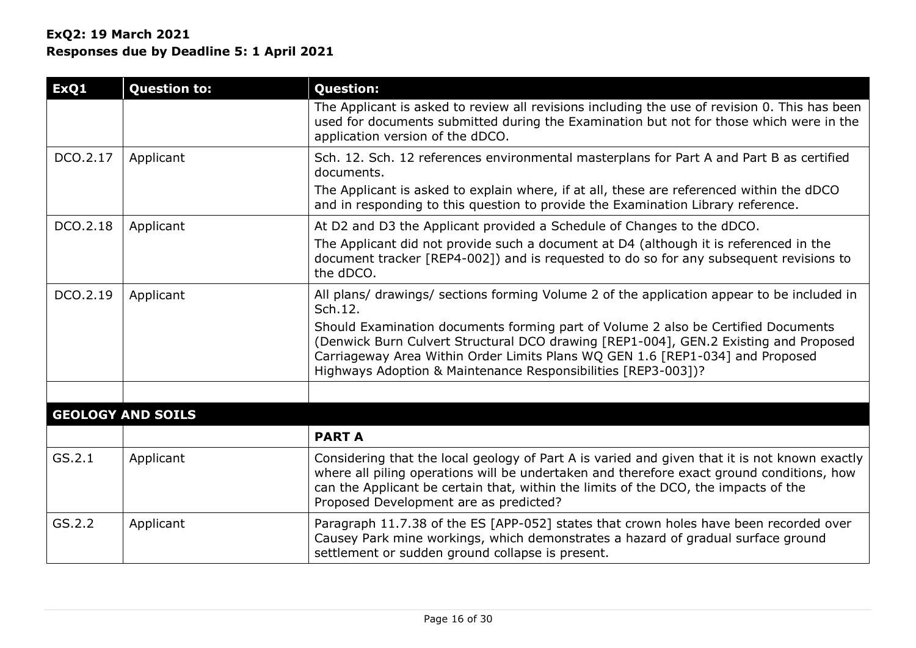**ExQ2: 19 March 2021**
**Responses due by Deadline 5: 1 April 2021**

| ExQ1 | Question to: | Question: |
|---|---|---|
| | | The Applicant is asked to review all revisions including the use of revision 0. This has been used for documents submitted during the Examination but not for those which were in the application version of the dDCO. |
| DCO.2.17 | Applicant | Sch. 12. Sch. 12 references environmental masterplans for Part A and Part B as certified documents.<br>The Applicant is asked to explain where, if at all, these are referenced within the dDCO and in responding to this question to provide the Examination Library reference. |
| DCO.2.18 | Applicant | At D2 and D3 the Applicant provided a Schedule of Changes to the dDCO.<br>The Applicant did not provide such a document at D4 (although it is referenced in the document tracker [REP4-002]) and is requested to do so for any subsequent revisions to the dDCO. |
| DCO.2.19 | Applicant | All plans/ drawings/ sections forming Volume 2 of the application appear to be included in Sch.12.<br>Should Examination documents forming part of Volume 2 also be Certified Documents (Denwick Burn Culvert Structural DCO drawing [REP1-004], GEN.2 Existing and Proposed Carriageway Area Within Order Limits Plans WQ GEN 1.6 [REP1-034] and Proposed Highways Adoption & Maintenance Responsibilities [REP3-003])? |
| | | |
| **GEOLOGY AND SOILS** | | |
| | | **PART A** |
| GS.2.1 | Applicant | Considering that the local geology of Part A is varied and given that it is not known exactly where all piling operations will be undertaken and therefore exact ground conditions, how can the Applicant be certain that, within the limits of the DCO, the impacts of the Proposed Development are as predicted? |
| GS.2.2 | Applicant | Paragraph 11.7.38 of the ES [APP-052] states that crown holes have been recorded over Causey Park mine workings, which demonstrates a hazard of gradual surface ground settlement or sudden ground collapse is present. |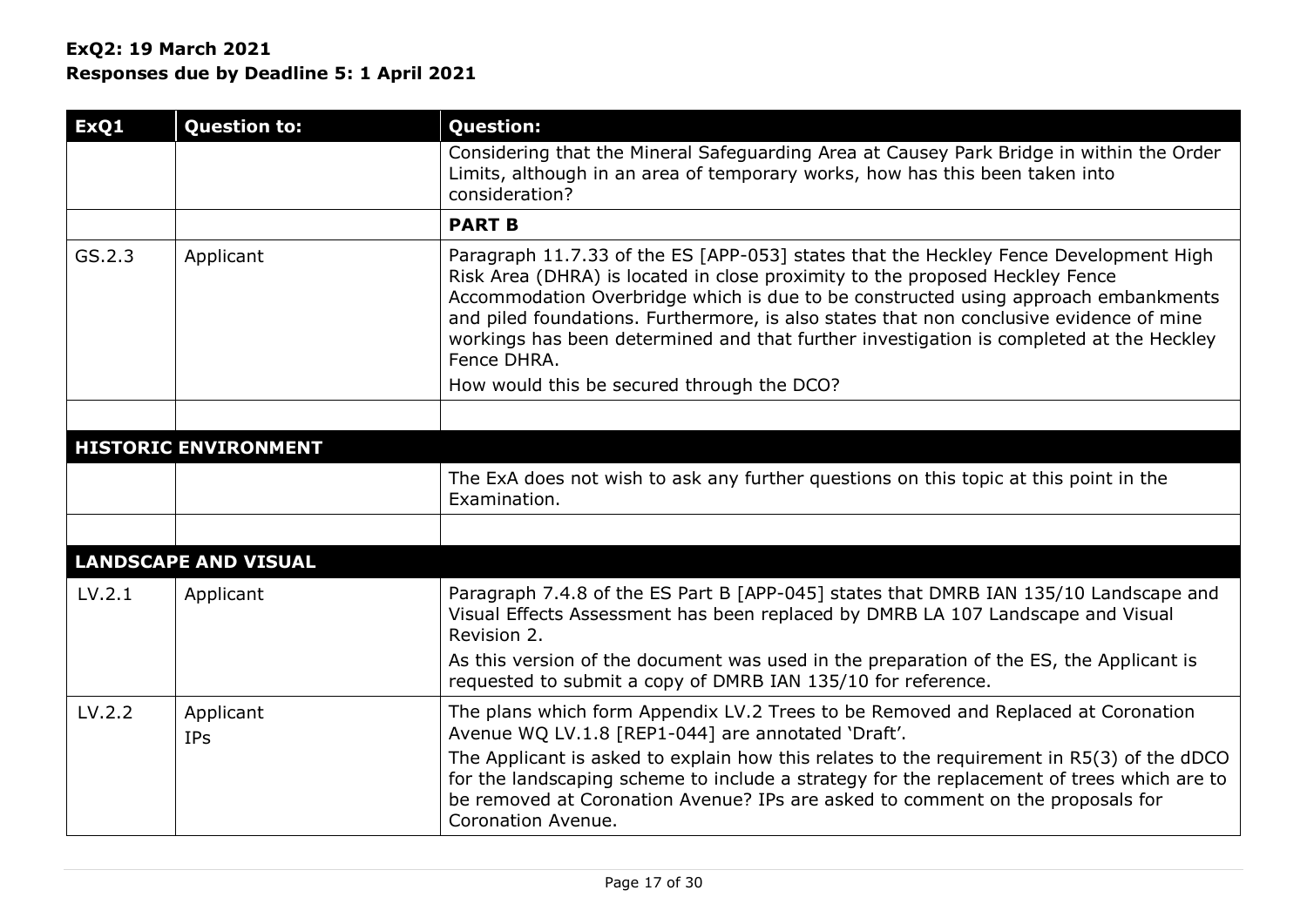**ExQ2: 19 March 2021**
**Responses due by Deadline 5: 1 April 2021**

| ExQ1 | Question to: | Question: |
|---|---|---|
| | | Considering that the Mineral Safeguarding Area at Causey Park Bridge in within the Order Limits, although in an area of temporary works, how has this been taken into consideration? |
| | | **PART B** |
| GS.2.3 | Applicant | Paragraph 11.7.33 of the ES [APP-053] states that the Heckley Fence Development High Risk Area (DHRA) is located in close proximity to the proposed Heckley Fence Accommodation Overbridge which is due to be constructed using approach embankments and piled foundations. Furthermore, is also states that non conclusive evidence of mine workings has been determined and that further investigation is completed at the Heckley Fence DHRA.<br>How would this be secured through the DCO? |
| | | |
| **HISTORIC ENVIRONMENT** | | |
| | | The ExA does not wish to ask any further questions on this topic at this point in the Examination. |
| | | |
| **LANDSCAPE AND VISUAL** | | |
| LV.2.1 | Applicant | Paragraph 7.4.8 of the ES Part B [APP-045] states that DMRB IAN 135/10 Landscape and Visual Effects Assessment has been replaced by DMRB LA 107 Landscape and Visual Revision 2.<br>As this version of the document was used in the preparation of the ES, the Applicant is requested to submit a copy of DMRB IAN 135/10 for reference. |
| LV.2.2 | Applicant<br>IPs | The plans which form Appendix LV.2 Trees to be Removed and Replaced at Coronation Avenue WQ LV.1.8 [REP1-044] are annotated 'Draft'.<br>The Applicant is asked to explain how this relates to the requirement in R5(3) of the dDCO for the landscaping scheme to include a strategy for the replacement of trees which are to be removed at Coronation Avenue? IPs are asked to comment on the proposals for Coronation Avenue. |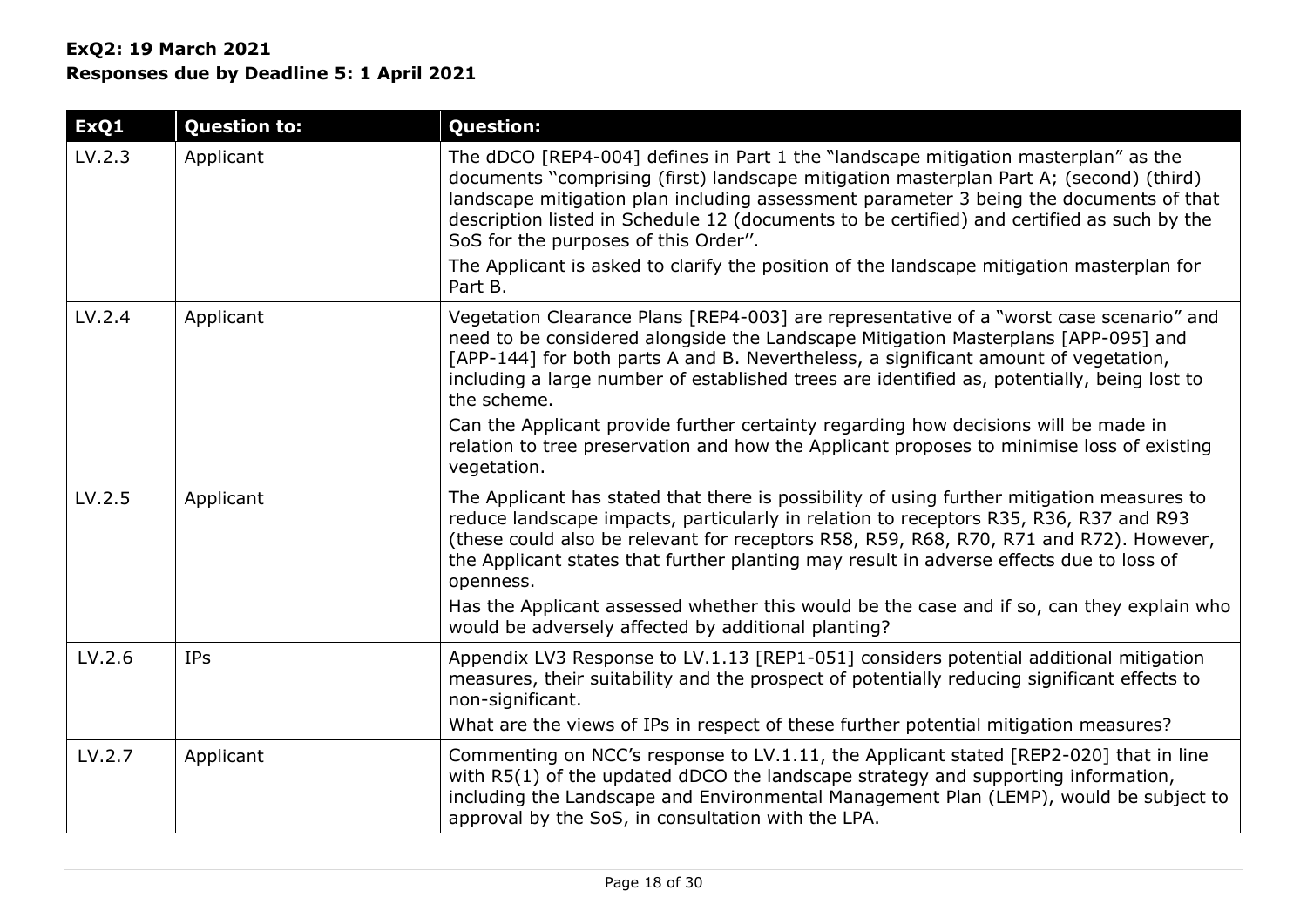**ExQ2: 19 March 2021**
**Responses due by Deadline 5: 1 April 2021**

| ExQ1 | Question to: | Question: |
|---|---|---|
| LV.2.3 | Applicant | The dDCO [REP4-004] defines in Part 1 the "landscape mitigation masterplan" as the documents "comprising (first) landscape mitigation masterplan Part A; (second) (third) landscape mitigation plan including assessment parameter 3 being the documents of that description listed in Schedule 12 (documents to be certified) and certified as such by the SoS for the purposes of this Order''.<br>The Applicant is asked to clarify the position of the landscape mitigation masterplan for Part B. |
| LV.2.4 | Applicant | Vegetation Clearance Plans [REP4-003] are representative of a "worst case scenario" and need to be considered alongside the Landscape Mitigation Masterplans [APP-095] and [APP-144] for both parts A and B. Nevertheless, a significant amount of vegetation, including a large number of established trees are identified as, potentially, being lost to the scheme.<br>Can the Applicant provide further certainty regarding how decisions will be made in relation to tree preservation and how the Applicant proposes to minimise loss of existing vegetation. |
| LV.2.5 | Applicant | The Applicant has stated that there is possibility of using further mitigation measures to reduce landscape impacts, particularly in relation to receptors R35, R36, R37 and R93 (these could also be relevant for receptors R58, R59, R68, R70, R71 and R72). However, the Applicant states that further planting may result in adverse effects due to loss of openness.<br>Has the Applicant assessed whether this would be the case and if so, can they explain who would be adversely affected by additional planting? |
| LV.2.6 | IPs | Appendix LV3 Response to LV.1.13 [REP1-051] considers potential additional mitigation measures, their suitability and the prospect of potentially reducing significant effects to non-significant.<br>What are the views of IPs in respect of these further potential mitigation measures? |
| LV.2.7 | Applicant | Commenting on NCC's response to LV.1.11, the Applicant stated [REP2-020] that in line with R5(1) of the updated dDCO the landscape strategy and supporting information, including the Landscape and Environmental Management Plan (LEMP), would be subject to approval by the SoS, in consultation with the LPA. |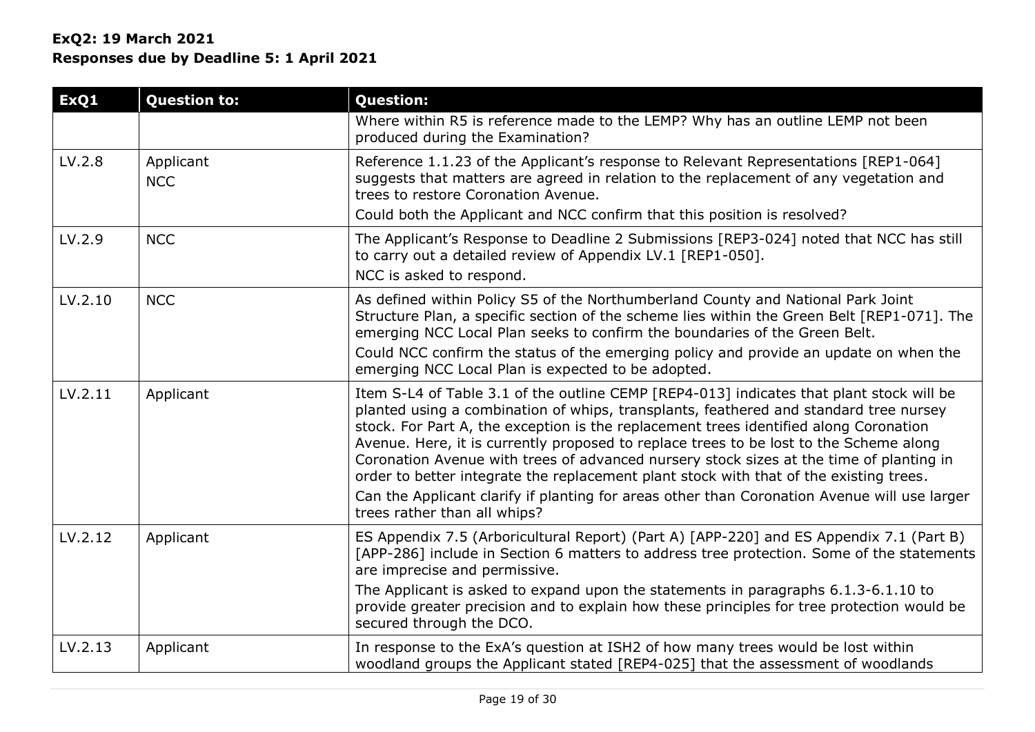**ExQ2: 19 March 2021**
**Responses due by Deadline 5: 1 April 2021**

| ExQ1 | Question to: | Question: |
| --- | --- | --- |
| | | Where within R5 is reference made to the LEMP? Why has an outline LEMP not been produced during the Examination? |
| LV.2.8 | Applicant<br>NCC | Reference 1.1.23 of the Applicant's response to Relevant Representations [REP1-064] suggests that matters are agreed in relation to the replacement of any vegetation and trees to restore Coronation Avenue.<br>Could both the Applicant and NCC confirm that this position is resolved? |
| LV.2.9 | NCC | The Applicant's Response to Deadline 2 Submissions [REP3-024] noted that NCC has still to carry out a detailed review of Appendix LV.1 [REP1-050].<br>NCC is asked to respond. |
| LV.2.10 | NCC | As defined within Policy S5 of the Northumberland County and National Park Joint Structure Plan, a specific section of the scheme lies within the Green Belt [REP1-071]. The emerging NCC Local Plan seeks to confirm the boundaries of the Green Belt.<br>Could NCC confirm the status of the emerging policy and provide an update on when the emerging NCC Local Plan is expected to be adopted. |
| LV.2.11 | Applicant | Item S-L4 of Table 3.1 of the outline CEMP [REP4-013] indicates that plant stock will be planted using a combination of whips, transplants, feathered and standard tree nursey stock. For Part A, the exception is the replacement trees identified along Coronation Avenue. Here, it is currently proposed to replace trees to be lost to the Scheme along Coronation Avenue with trees of advanced nursery stock sizes at the time of planting in order to better integrate the replacement plant stock with that of the existing trees.<br>Can the Applicant clarify if planting for areas other than Coronation Avenue will use larger trees rather than all whips? |
| LV.2.12 | Applicant | ES Appendix 7.5 (Arboricultural Report) (Part A) [APP-220] and ES Appendix 7.1 (Part B) [APP-286] include in Section 6 matters to address tree protection. Some of the statements are imprecise and permissive.<br>The Applicant is asked to expand upon the statements in paragraphs 6.1.3-6.1.10 to provide greater precision and to explain how these principles for tree protection would be secured through the DCO. |
| LV.2.13 | Applicant | In response to the ExA's question at ISH2 of how many trees would be lost within woodland groups the Applicant stated [REP4-025] that the assessment of woodlands |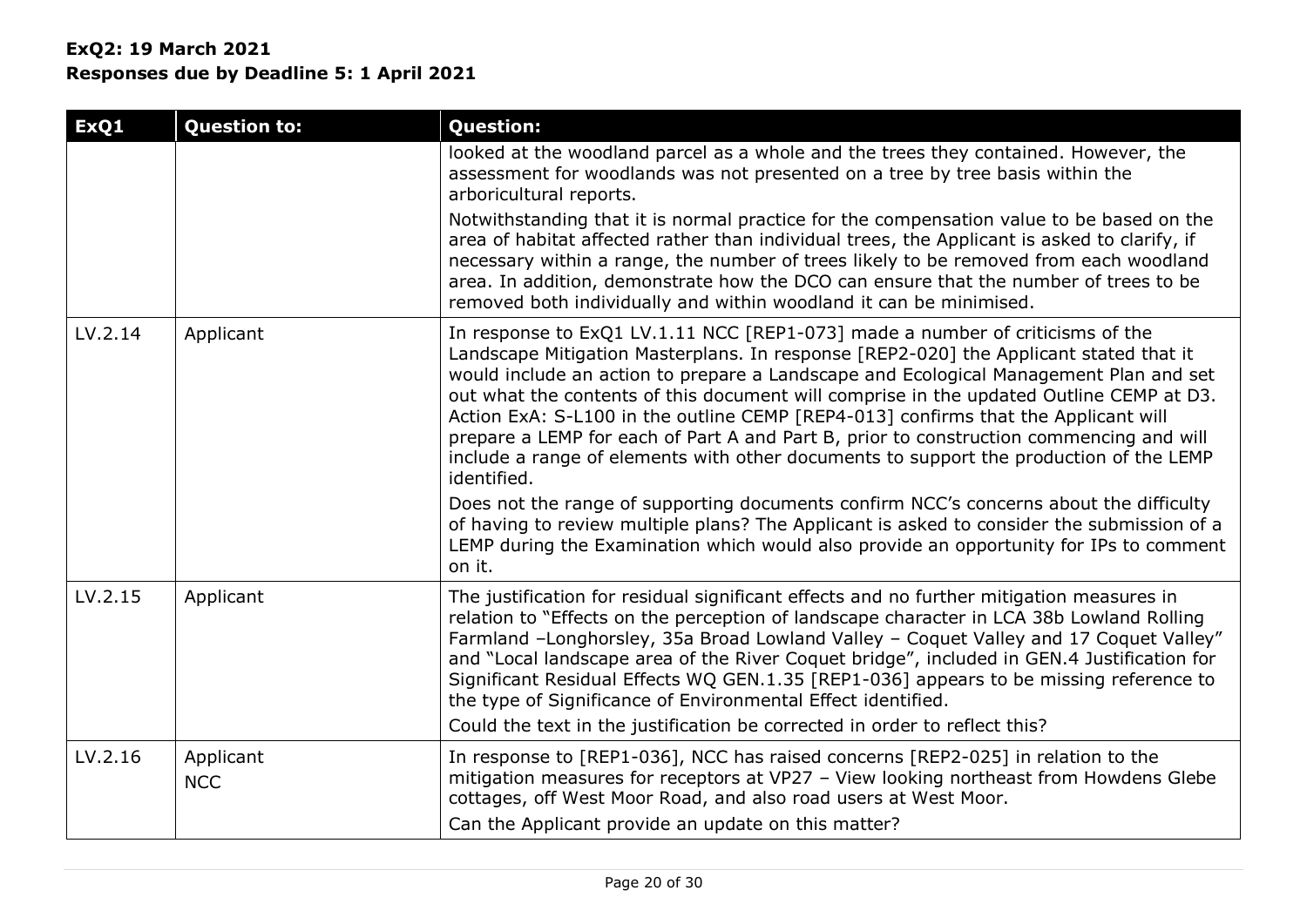**ExQ2: 19 March 2021**
**Responses due by Deadline 5: 1 April 2021**

| ExQ1 | Question to: | Question: |
|---|---|---|
| | | looked at the woodland parcel as a whole and the trees they contained. However, the assessment for woodlands was not presented on a tree by tree basis within the arboricultural reports.<br><br>Notwithstanding that it is normal practice for the compensation value to be based on the area of habitat affected rather than individual trees, the Applicant is asked to clarify, if necessary within a range, the number of trees likely to be removed from each woodland area. In addition, demonstrate how the DCO can ensure that the number of trees to be removed both individually and within woodland it can be minimised. |
| LV.2.14 | Applicant | In response to ExQ1 LV.1.11 NCC [REP1-073] made a number of criticisms of the Landscape Mitigation Masterplans. In response [REP2-020] the Applicant stated that it would include an action to prepare a Landscape and Ecological Management Plan and set out what the contents of this document will comprise in the updated Outline CEMP at D3. Action ExA: S-L100 in the outline CEMP [REP4-013] confirms that the Applicant will prepare a LEMP for each of Part A and Part B, prior to construction commencing and will include a range of elements with other documents to support the production of the LEMP identified.<br><br>Does not the range of supporting documents confirm NCC's concerns about the difficulty of having to review multiple plans? The Applicant is asked to consider the submission of a LEMP during the Examination which would also provide an opportunity for IPs to comment on it. |
| LV.2.15 | Applicant | The justification for residual significant effects and no further mitigation measures in relation to "Effects on the perception of landscape character in LCA 38b Lowland Rolling Farmland –Longhorsley, 35a Broad Lowland Valley – Coquet Valley and 17 Coquet Valley" and "Local landscape area of the River Coquet bridge", included in GEN.4 Justification for Significant Residual Effects WQ GEN.1.35 [REP1-036] appears to be missing reference to the type of Significance of Environmental Effect identified.<br><br>Could the text in the justification be corrected in order to reflect this? |
| LV.2.16 | Applicant<br>NCC | In response to [REP1-036], NCC has raised concerns [REP2-025] in relation to the mitigation measures for receptors at VP27 – View looking northeast from Howdens Glebe cottages, off West Moor Road, and also road users at West Moor.<br><br>Can the Applicant provide an update on this matter? |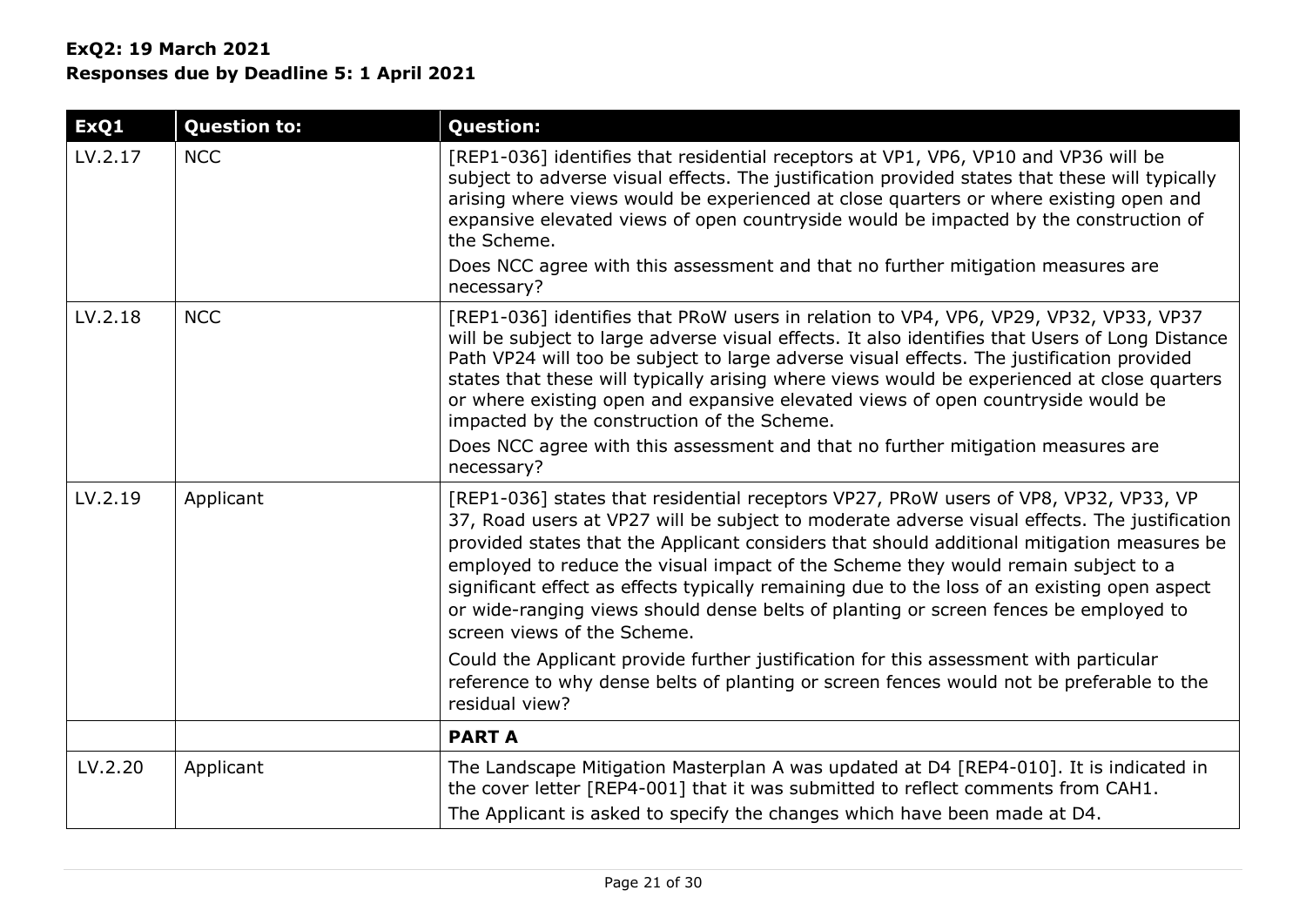**ExQ2: 19 March 2021**
**Responses due by Deadline 5: 1 April 2021**

| ExQ1 | Question to: | Question: |
|---|---|---|
| LV.2.17 | NCC | [REP1-036] identifies that residential receptors at VP1, VP6, VP10 and VP36 will be subject to adverse visual effects. The justification provided states that these will typically arising where views would be experienced at close quarters or where existing open and expansive elevated views of open countryside would be impacted by the construction of the Scheme.<br>Does NCC agree with this assessment and that no further mitigation measures are necessary? |
| LV.2.18 | NCC | [REP1-036] identifies that PRoW users in relation to VP4, VP6, VP29, VP32, VP33, VP37 will be subject to large adverse visual effects. It also identifies that Users of Long Distance Path VP24 will too be subject to large adverse visual effects. The justification provided states that these will typically arising where views would be experienced at close quarters or where existing open and expansive elevated views of open countryside would be impacted by the construction of the Scheme.<br>Does NCC agree with this assessment and that no further mitigation measures are necessary? |
| LV.2.19 | Applicant | [REP1-036] states that residential receptors VP27, PRoW users of VP8, VP32, VP33, VP 37, Road users at VP27 will be subject to moderate adverse visual effects. The justification provided states that the Applicant considers that should additional mitigation measures be employed to reduce the visual impact of the Scheme they would remain subject to a significant effect as effects typically remaining due to the loss of an existing open aspect or wide-ranging views should dense belts of planting or screen fences be employed to screen views of the Scheme.<br>Could the Applicant provide further justification for this assessment with particular reference to why dense belts of planting or screen fences would not be preferable to the residual view? |
| | | **PART A** |
| LV.2.20 | Applicant | The Landscape Mitigation Masterplan A was updated at D4 [REP4-010]. It is indicated in the cover letter [REP4-001] that it was submitted to reflect comments from CAH1.<br>The Applicant is asked to specify the changes which have been made at D4. |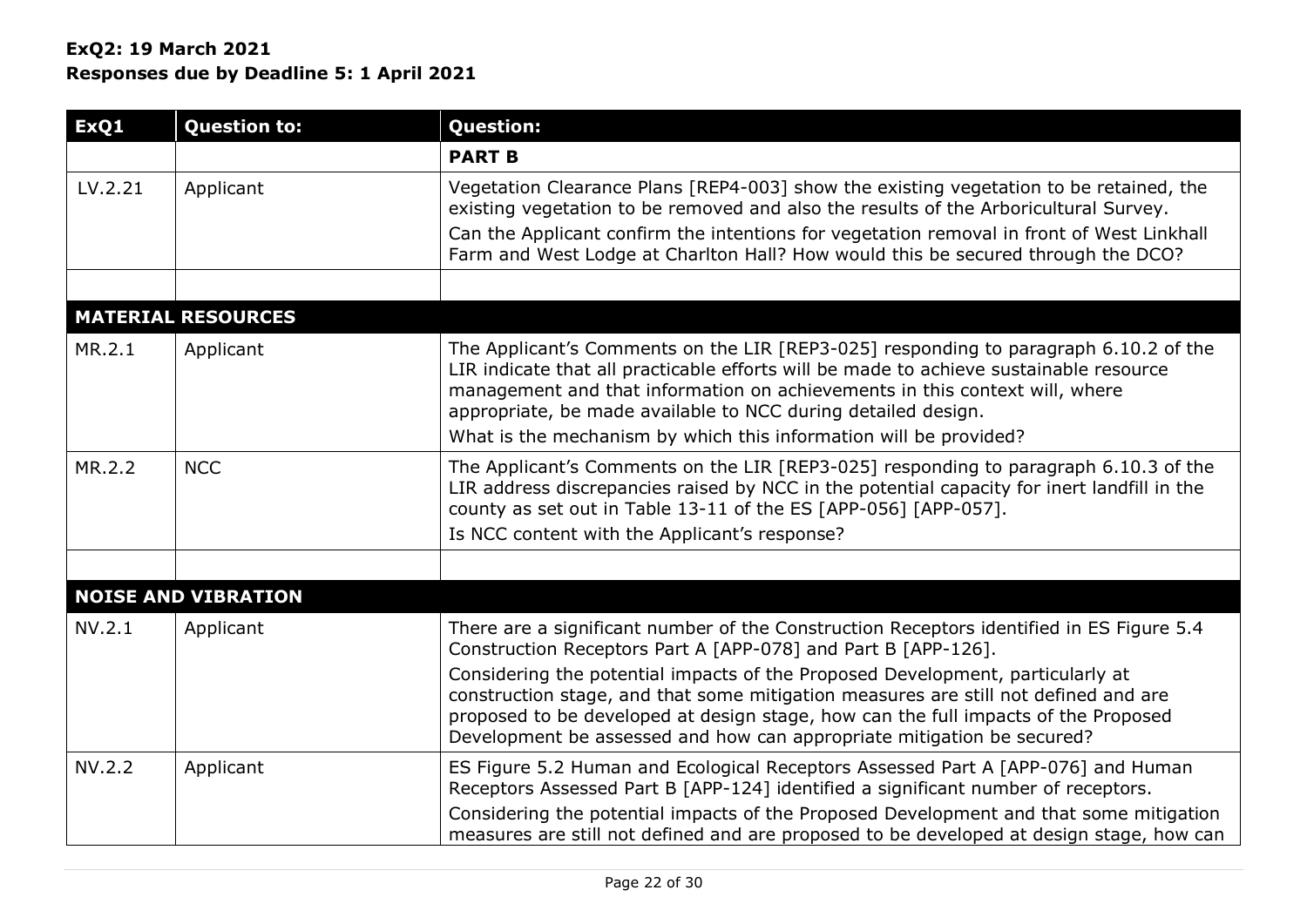**ExQ2: 19 March 2021**
**Responses due by Deadline 5: 1 April 2021**

| ExQ1 | Question to: | Question: |
|---|---|---|
| | | **PART B** |
| LV.2.21 | Applicant | Vegetation Clearance Plans [REP4-003] show the existing vegetation to be retained, the existing vegetation to be removed and also the results of the Arboricultural Survey.<br>Can the Applicant confirm the intentions for vegetation removal in front of West Linkhall Farm and West Lodge at Charlton Hall? How would this be secured through the DCO? |
| | | |
| **MATERIAL RESOURCES** | | |
| MR.2.1 | Applicant | The Applicant's Comments on the LIR [REP3-025] responding to paragraph 6.10.2 of the LIR indicate that all practicable efforts will be made to achieve sustainable resource management and that information on achievements in this context will, where appropriate, be made available to NCC during detailed design.<br>What is the mechanism by which this information will be provided? |
| MR.2.2 | NCC | The Applicant's Comments on the LIR [REP3-025] responding to paragraph 6.10.3 of the LIR address discrepancies raised by NCC in the potential capacity for inert landfill in the county as set out in Table 13-11 of the ES [APP-056] [APP-057].<br>Is NCC content with the Applicant's response? |
| | | |
| **NOISE AND VIBRATION** | | |
| NV.2.1 | Applicant | There are a significant number of the Construction Receptors identified in ES Figure 5.4 Construction Receptors Part A [APP-078] and Part B [APP-126].<br>Considering the potential impacts of the Proposed Development, particularly at construction stage, and that some mitigation measures are still not defined and are proposed to be developed at design stage, how can the full impacts of the Proposed Development be assessed and how can appropriate mitigation be secured? |
| NV.2.2 | Applicant | ES Figure 5.2 Human and Ecological Receptors Assessed Part A [APP-076] and Human Receptors Assessed Part B [APP-124] identified a significant number of receptors.<br>Considering the potential impacts of the Proposed Development and that some mitigation measures are still not defined and are proposed to be developed at design stage, how can |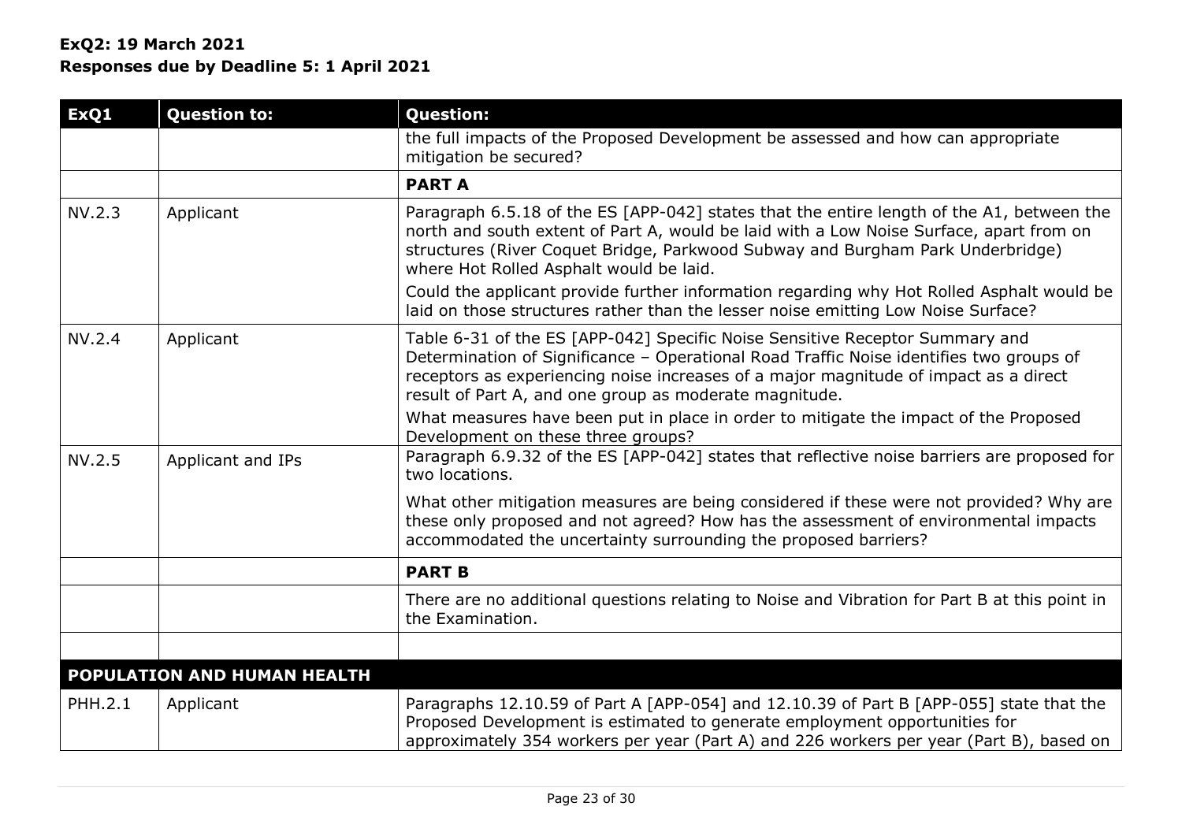**ExQ2: 19 March 2021**
**Responses due by Deadline 5: 1 April 2021**

| ExQ1 | Question to: | Question: |
|---|---|---|
| | | the full impacts of the Proposed Development be assessed and how can appropriate mitigation be secured? |
| | | **PART A** |
| NV.2.3 | Applicant | Paragraph 6.5.18 of the ES [APP-042] states that the entire length of the A1, between the north and south extent of Part A, would be laid with a Low Noise Surface, apart from on structures (River Coquet Bridge, Parkwood Subway and Burgham Park Underbridge) where Hot Rolled Asphalt would be laid.<br><br>Could the applicant provide further information regarding why Hot Rolled Asphalt would be laid on those structures rather than the lesser noise emitting Low Noise Surface? |
| NV.2.4 | Applicant | Table 6-31 of the ES [APP-042] Specific Noise Sensitive Receptor Summary and Determination of Significance – Operational Road Traffic Noise identifies two groups of receptors as experiencing noise increases of a major magnitude of impact as a direct result of Part A, and one group as moderate magnitude.<br><br>What measures have been put in place in order to mitigate the impact of the Proposed Development on these three groups? |
| NV.2.5 | Applicant and IPs | Paragraph 6.9.32 of the ES [APP-042] states that reflective noise barriers are proposed for two locations.<br><br>What other mitigation measures are being considered if these were not provided? Why are these only proposed and not agreed? How has the assessment of environmental impacts accommodated the uncertainty surrounding the proposed barriers? |
| | | **PART B** |
| | | There are no additional questions relating to Noise and Vibration for Part B at this point in the Examination. |
| | | |
| **POPULATION AND HUMAN HEALTH** | | |
| PHH.2.1 | Applicant | Paragraphs 12.10.59 of Part A [APP-054] and 12.10.39 of Part B [APP-055] state that the Proposed Development is estimated to generate employment opportunities for approximately 354 workers per year (Part A) and 226 workers per year (Part B), based on |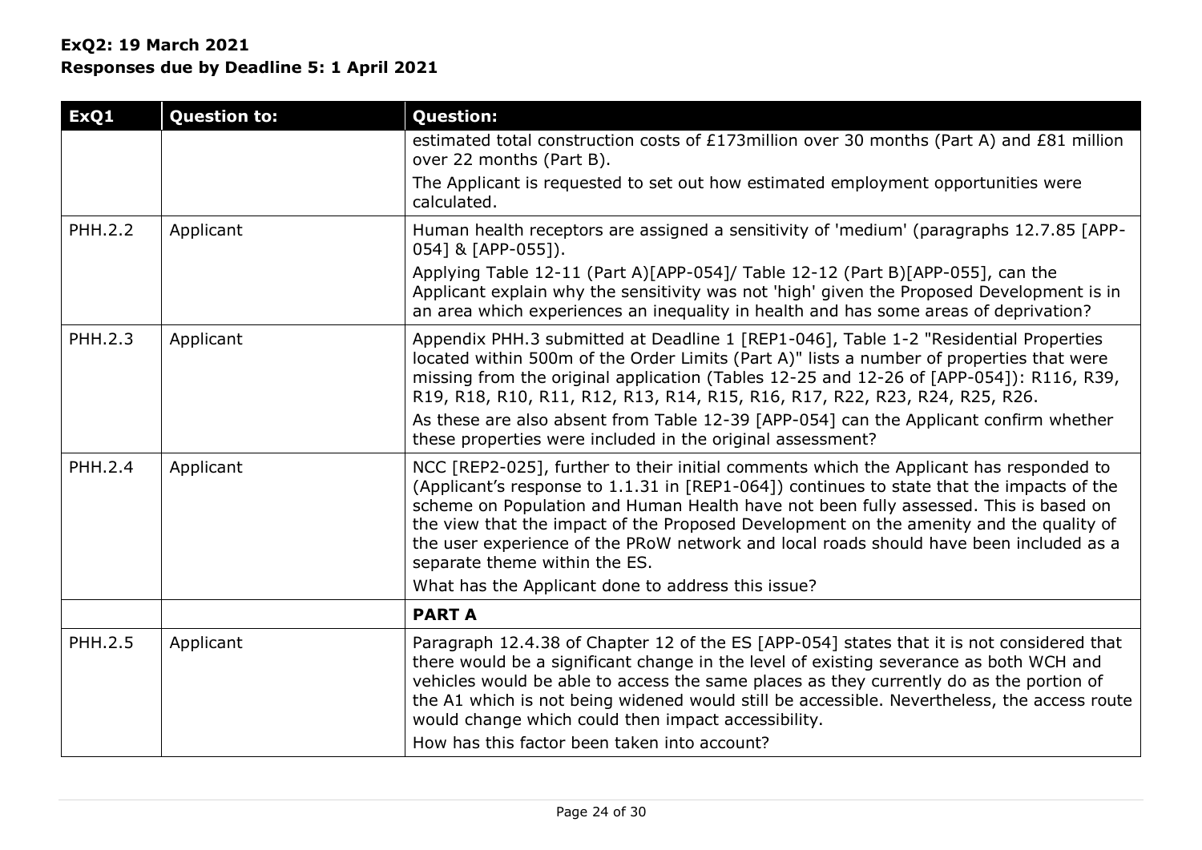**ExQ2: 19 March 2021**
**Responses due by Deadline 5: 1 April 2021**

| ExQ1 | Question to: | Question: |
|---|---|---|
| | | estimated total construction costs of £173million over 30 months (Part A) and £81 million over 22 months (Part B).<br>The Applicant is requested to set out how estimated employment opportunities were calculated. |
| PHH.2.2 | Applicant | Human health receptors are assigned a sensitivity of 'medium' (paragraphs 12.7.85 [APP-054] & [APP-055]).<br>Applying Table 12-11 (Part A)[APP-054]/ Table 12-12 (Part B)[APP-055], can the Applicant explain why the sensitivity was not 'high' given the Proposed Development is in an area which experiences an inequality in health and has some areas of deprivation? |
| PHH.2.3 | Applicant | Appendix PHH.3 submitted at Deadline 1 [REP1-046], Table 1-2 "Residential Properties located within 500m of the Order Limits (Part A)" lists a number of properties that were missing from the original application (Tables 12-25 and 12-26 of [APP-054]): R116, R39, R19, R18, R10, R11, R12, R13, R14, R15, R16, R17, R22, R23, R24, R25, R26.<br>As these are also absent from Table 12-39 [APP-054] can the Applicant confirm whether these properties were included in the original assessment? |
| PHH.2.4 | Applicant | NCC [REP2-025], further to their initial comments which the Applicant has responded to (Applicant's response to 1.1.31 in [REP1-064]) continues to state that the impacts of the scheme on Population and Human Health have not been fully assessed. This is based on the view that the impact of the Proposed Development on the amenity and the quality of the user experience of the PRoW network and local roads should have been included as a separate theme within the ES.<br>What has the Applicant done to address this issue? |
| | | **PART A** |
| PHH.2.5 | Applicant | Paragraph 12.4.38 of Chapter 12 of the ES [APP-054] states that it is not considered that there would be a significant change in the level of existing severance as both WCH and vehicles would be able to access the same places as they currently do as the portion of the A1 which is not being widened would still be accessible. Nevertheless, the access route would change which could then impact accessibility.<br>How has this factor been taken into account? |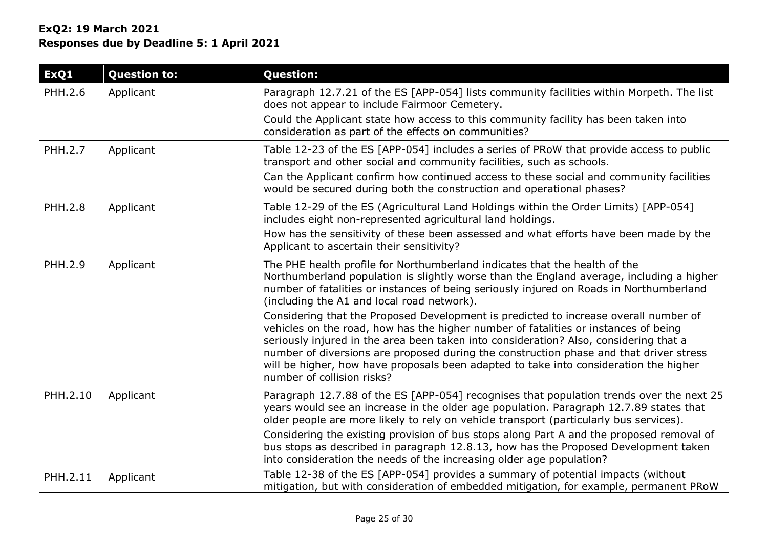**ExQ2: 19 March 2021**
**Responses due by Deadline 5: 1 April 2021**

| ExQ1 | Question to: | Question: |
| --- | --- | --- |
| PHH.2.6 | Applicant | Paragraph 12.7.21 of the ES [APP-054] lists community facilities within Morpeth. The list does not appear to include Fairmoor Cemetery.<br>Could the Applicant state how access to this community facility has been taken into consideration as part of the effects on communities? |
| PHH.2.7 | Applicant | Table 12-23 of the ES [APP-054] includes a series of PRoW that provide access to public transport and other social and community facilities, such as schools.<br>Can the Applicant confirm how continued access to these social and community facilities would be secured during both the construction and operational phases? |
| PHH.2.8 | Applicant | Table 12-29 of the ES (Agricultural Land Holdings within the Order Limits) [APP-054] includes eight non-represented agricultural land holdings.<br>How has the sensitivity of these been assessed and what efforts have been made by the Applicant to ascertain their sensitivity? |
| PHH.2.9 | Applicant | The PHE health profile for Northumberland indicates that the health of the Northumberland population is slightly worse than the England average, including a higher number of fatalities or instances of being seriously injured on Roads in Northumberland (including the A1 and local road network).<br>Considering that the Proposed Development is predicted to increase overall number of vehicles on the road, how has the higher number of fatalities or instances of being seriously injured in the area been taken into consideration? Also, considering that a number of diversions are proposed during the construction phase and that driver stress will be higher, how have proposals been adapted to take into consideration the higher number of collision risks? |
| PHH.2.10 | Applicant | Paragraph 12.7.88 of the ES [APP-054] recognises that population trends over the next 25 years would see an increase in the older age population. Paragraph 12.7.89 states that older people are more likely to rely on vehicle transport (particularly bus services).<br>Considering the existing provision of bus stops along Part A and the proposed removal of bus stops as described in paragraph 12.8.13, how has the Proposed Development taken into consideration the needs of the increasing older age population? |
| PHH.2.11 | Applicant | Table 12-38 of the ES [APP-054] provides a summary of potential impacts (without mitigation, but with consideration of embedded mitigation, for example, permanent PRoW |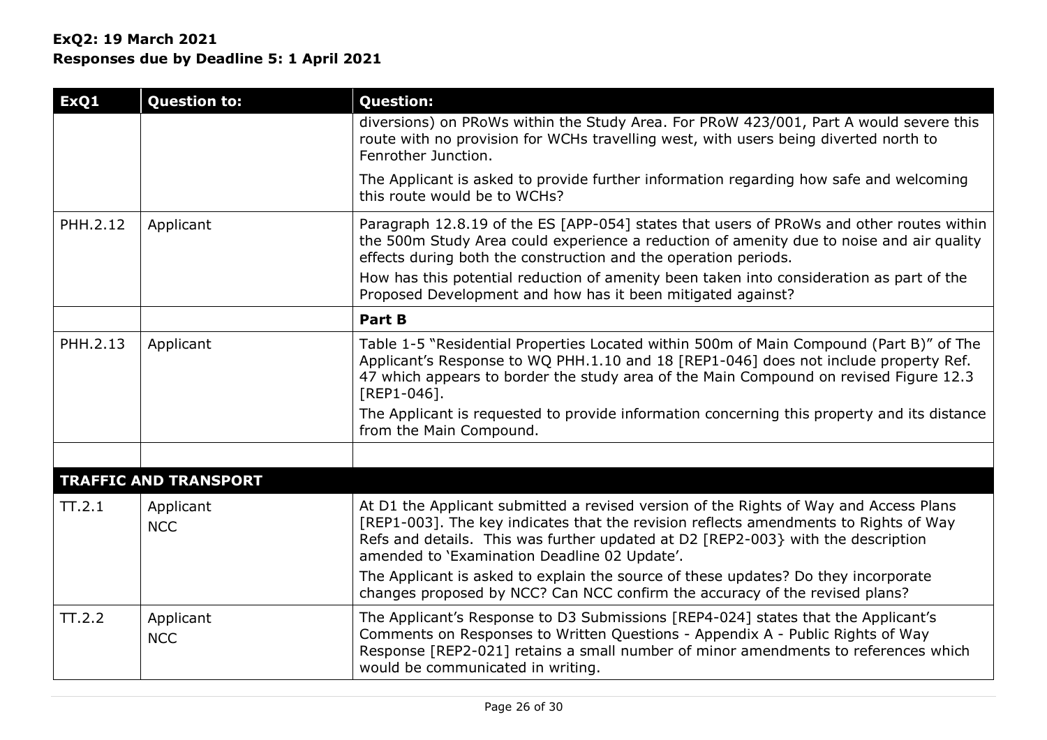**ExQ2: 19 March 2021**
**Responses due by Deadline 5: 1 April 2021**

| ExQ1 | Question to: | Question: |
|---|---|---|
| | | diversions) on PRoWs within the Study Area. For PRoW 423/001, Part A would sever this route with no provision for WCHs travelling west, with users being diverted north to Fenrother Junction.<br><br>The Applicant is asked to provide further information regarding how safe and welcoming this route would be to WCHs? |
| PHH.2.12 | Applicant | Paragraph 12.8.19 of the ES [APP-054] states that users of PRoWs and other routes within the 500m Study Area could experience a reduction of amenity due to noise and air quality effects during both the construction and the operation periods.<br>How has this potential reduction of amenity been taken into consideration as part of the Proposed Development and how has it been mitigated against? |
| | | **Part B** |
| PHH.2.13 | Applicant | Table 1-5 "Residential Properties Located within 500m of Main Compound (Part B)" of The Applicant's Response to WQ PHH.1.10 and 18 [REP1-046] does not include property Ref. 47 which appears to border the study area of the Main Compound on revised Figure 12.3 [REP1-046].<br>The Applicant is requested to provide information concerning this property and its distance from the Main Compound. |
| | | |
| **TRAFFIC AND TRANSPORT** | | |
| TT.2.1 | Applicant<br>NCC | At D1 the Applicant submitted a revised version of the Rights of Way and Access Plans [REP1-003]. The key indicates that the revision reflects amendments to Rights of Way Refs and details. This was further updated at D2 [REP2-003} with the description amended to 'Examination Deadline 02 Update'.<br>The Applicant is asked to explain the source of these updates? Do they incorporate changes proposed by NCC? Can NCC confirm the accuracy of the revised plans? |
| TT.2.2 | Applicant<br>NCC | The Applicant's Response to D3 Submissions [REP4-024] states that the Applicant's Comments on Responses to Written Questions - Appendix A - Public Rights of Way Response [REP2-021] retains a small number of minor amendments to references which would be communicated in writing. |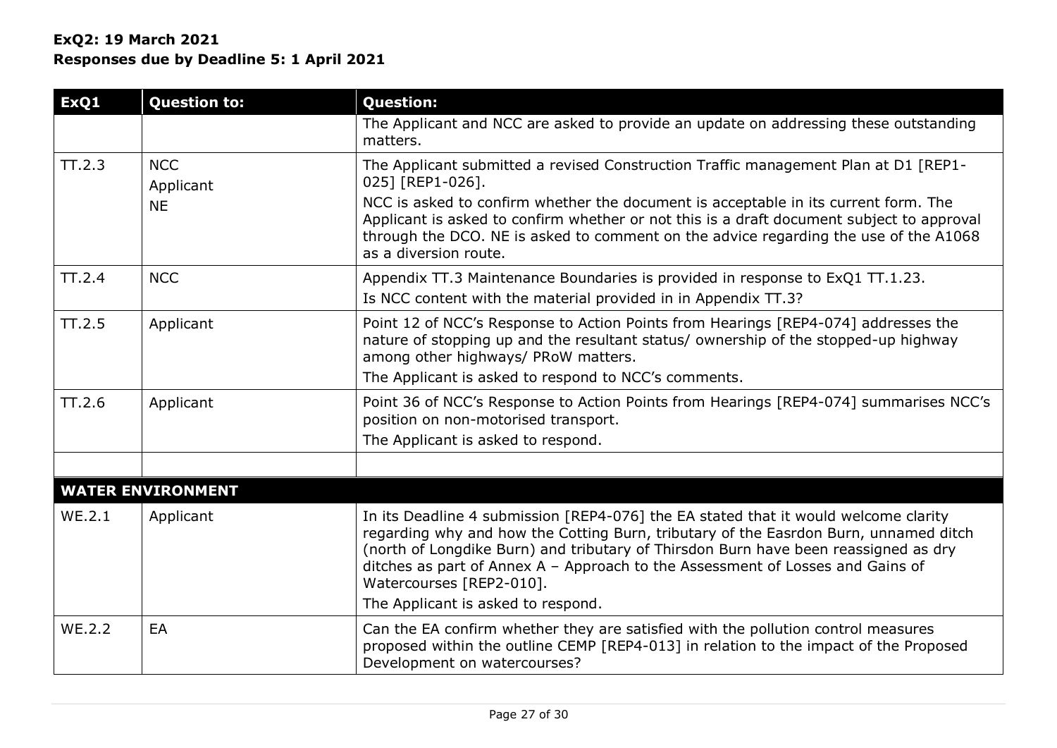**ExQ2: 19 March 2021**
**Responses due by Deadline 5: 1 April 2021**

| ExQ1 | Question to: | Question: |
|---|---|---|
| | | The Applicant and NCC are asked to provide an update on addressing these outstanding matters. |
| TT.2.3 | NCC<br>Applicant<br>NE | The Applicant submitted a revised Construction Traffic management Plan at D1 [REP1-025] [REP1-026].<br>NCC is asked to confirm whether the document is acceptable in its current form. The Applicant is asked to confirm whether or not this is a draft document subject to approval through the DCO. NE is asked to comment on the advice regarding the use of the A1068 as a diversion route. |
| TT.2.4 | NCC | Appendix TT.3 Maintenance Boundaries is provided in response to ExQ1 TT.1.23.<br>Is NCC content with the material provided in in Appendix TT.3? |
| TT.2.5 | Applicant | Point 12 of NCC's Response to Action Points from Hearings [REP4-074] addresses the nature of stopping up and the resultant status/ ownership of the stopped-up highway among other highways/ PRoW matters.<br>The Applicant is asked to respond to NCC's comments. |
| TT.2.6 | Applicant | Point 36 of NCC's Response to Action Points from Hearings [REP4-074] summarises NCC's position on non-motorised transport.<br>The Applicant is asked to respond. |
| | | |
| **WATER ENVIRONMENT** | | |
| WE.2.1 | Applicant | In its Deadline 4 submission [REP4-076] the EA stated that it would welcome clarity regarding why and how the Cotting Burn, tributary of the Easrdon Burn, unnamed ditch (north of Longdike Burn) and tributary of Thirsdon Burn have been reassigned as dry ditches as part of Annex A – Approach to the Assessment of Losses and Gains of Watercourses [REP2-010].<br>The Applicant is asked to respond. |
| WE.2.2 | EA | Can the EA confirm whether they are satisfied with the pollution control measures proposed within the outline CEMP [REP4-013] in relation to the impact of the Proposed Development on watercourses? |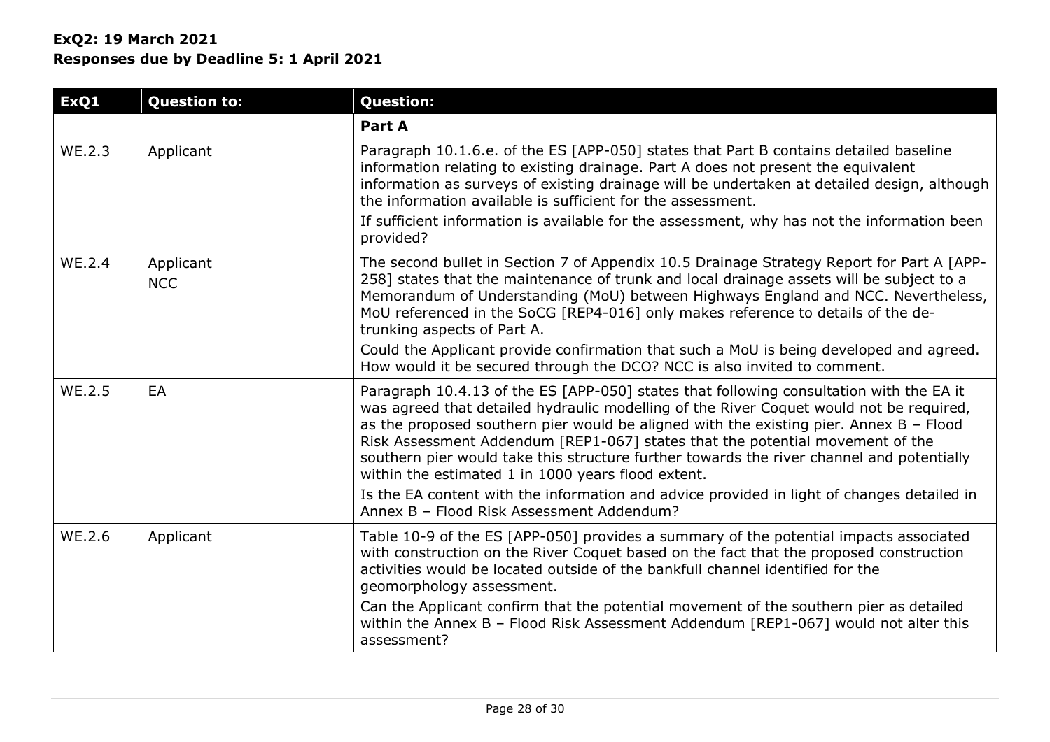**ExQ2: 19 March 2021**
**Responses due by Deadline 5: 1 April 2021**

| ExQ1 | Question to: | Question: |
|---|---|---|
| | | **Part A** |
| WE.2.3 | Applicant | Paragraph 10.1.6.e. of the ES [APP-050] states that Part B contains detailed baseline information relating to existing drainage. Part A does not present the equivalent information as surveys of existing drainage will be undertaken at detailed design, although the information available is sufficient for the assessment.<br>If sufficient information is available for the assessment, why has not the information been provided? |
| WE.2.4 | Applicant<br>NCC | The second bullet in Section 7 of Appendix 10.5 Drainage Strategy Report for Part A [APP-258] states that the maintenance of trunk and local drainage assets will be subject to a Memorandum of Understanding (MoU) between Highways England and NCC. Nevertheless, MoU referenced in the SoCG [REP4-016] only makes reference to details of the de-trunking aspects of Part A.<br>Could the Applicant provide confirmation that such a MoU is being developed and agreed. How would it be secured through the DCO? NCC is also invited to comment. |
| WE.2.5 | EA | Paragraph 10.4.13 of the ES [APP-050] states that following consultation with the EA it was agreed that detailed hydraulic modelling of the River Coquet would not be required, as the proposed southern pier would be aligned with the existing pier. Annex B – Flood Risk Assessment Addendum [REP1-067] states that the potential movement of the southern pier would take this structure further towards the river channel and potentially within the estimated 1 in 1000 years flood extent.<br>Is the EA content with the information and advice provided in light of changes detailed in Annex B – Flood Risk Assessment Addendum? |
| WE.2.6 | Applicant | Table 10-9 of the ES [APP-050] provides a summary of the potential impacts associated with construction on the River Coquet based on the fact that the proposed construction activities would be located outside of the bankfull channel identified for the geomorphology assessment.<br>Can the Applicant confirm that the potential movement of the southern pier as detailed within the Annex B – Flood Risk Assessment Addendum [REP1-067] would not alter this assessment? |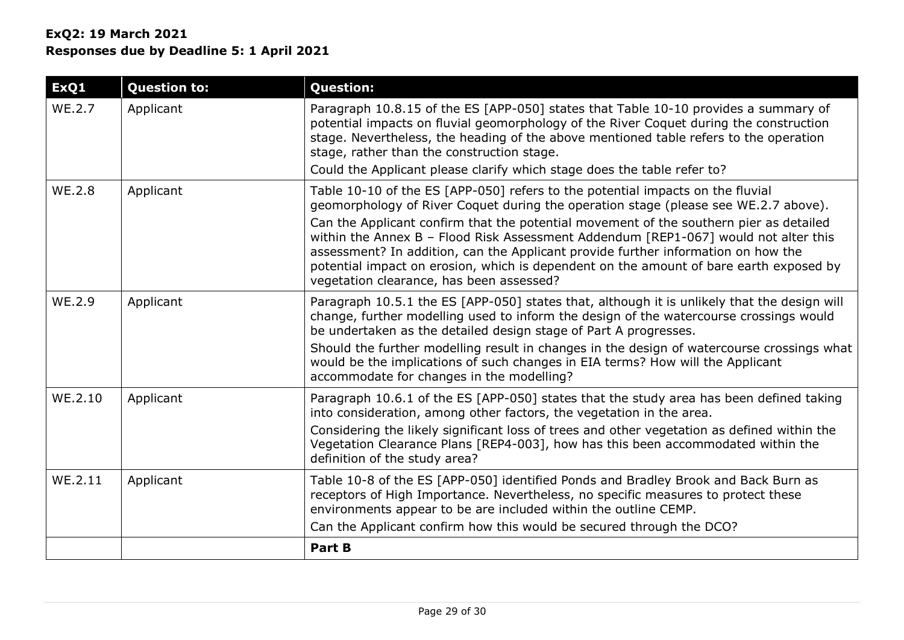**ExQ2: 19 March 2021**
**Responses due by Deadline 5: 1 April 2021**

| ExQ1 | Question to: | Question: |
|---|---|---|
| WE.2.7 | Applicant | Paragraph 10.8.15 of the ES [APP-050] states that Table 10-10 provides a summary of potential impacts on fluvial geomorphology of the River Coquet during the construction stage. Nevertheless, the heading of the above mentioned table refers to the operation stage, rather than the construction stage.<br>Could the Applicant please clarify which stage does the table refer to? |
| WE.2.8 | Applicant | Table 10-10 of the ES [APP-050] refers to the potential impacts on the fluvial geomorphology of River Coquet during the operation stage (please see WE.2.7 above).<br>Can the Applicant confirm that the potential movement of the southern pier as detailed within the Annex B – Flood Risk Assessment Addendum [REP1-067] would not alter this assessment? In addition, can the Applicant provide further information on how the potential impact on erosion, which is dependent on the amount of bare earth exposed by vegetation clearance, has been assessed? |
| WE.2.9 | Applicant | Paragraph 10.5.1 the ES [APP-050] states that, although it is unlikely that the design will change, further modelling used to inform the design of the watercourse crossings would be undertaken as the detailed design stage of Part A progresses.<br>Should the further modelling result in changes in the design of watercourse crossings what would be the implications of such changes in EIA terms? How will the Applicant accommodate for changes in the modelling? |
| WE.2.10 | Applicant | Paragraph 10.6.1 of the ES [APP-050] states that the study area has been defined taking into consideration, among other factors, the vegetation in the area.<br>Considering the likely significant loss of trees and other vegetation as defined within the Vegetation Clearance Plans [REP4-003], how has this been accommodated within the definition of the study area? |
| WE.2.11 | Applicant | Table 10-8 of the ES [APP-050] identified Ponds and Bradley Brook and Back Burn as receptors of High Importance. Nevertheless, no specific measures to protect these environments appear to be are included within the outline CEMP.<br>Can the Applicant confirm how this would be secured through the DCO? |
| | | **Part B** |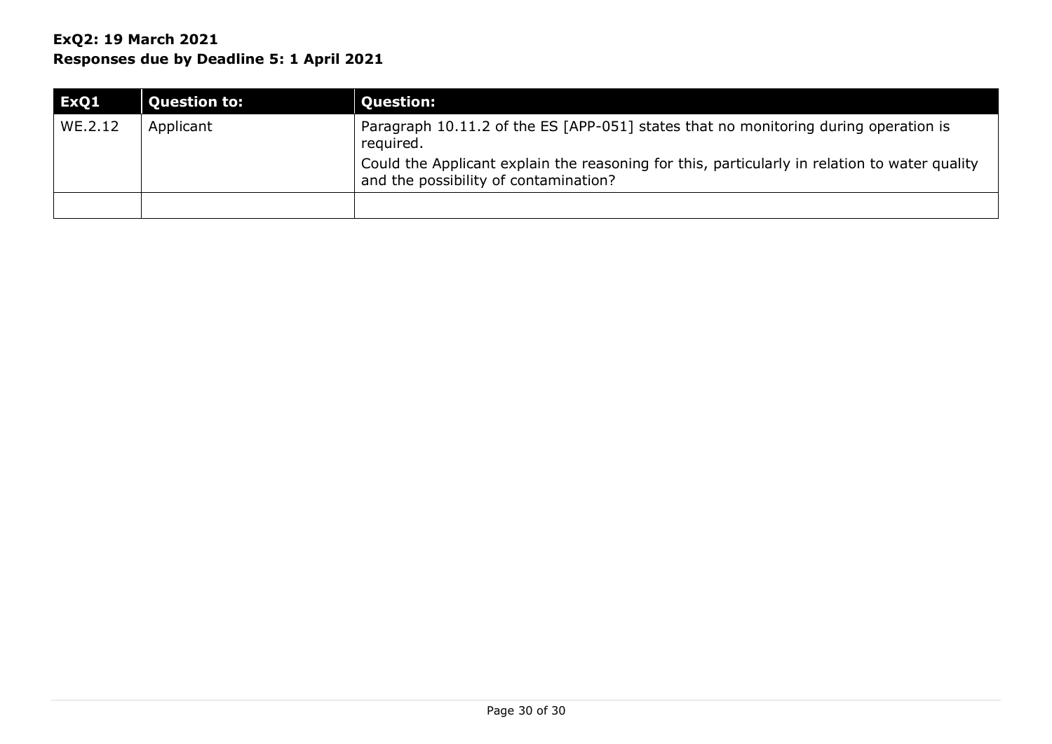**ExQ2: 19 March 2021**
**Responses due by Deadline 5: 1 April 2021**

| ExQ1 | Question to: | Question: |
|---|---|---|
| WE.2.12 | Applicant | Paragraph 10.11.2 of the ES [APP-051] states that no monitoring during operation is required.<br><br>Could the Applicant explain the reasoning for this, particularly in relation to water quality and the possibility of contamination? |
| | | |